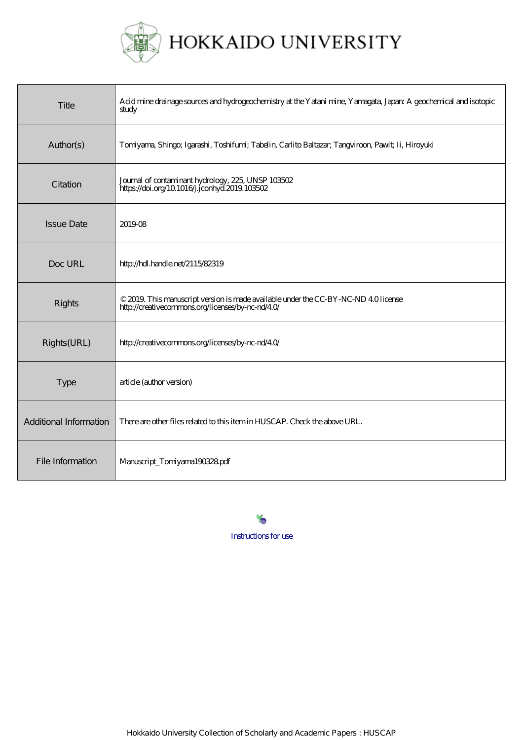# HOKKAIDO UNIVERSITY

| | |
|---|---|
| Title | Acid mine drainage sources and hydrogeochemistry at the Yatani mine, Yamagata, Japan: A geochemical and isotopic study |
| Author(s) | Tomiyama, Shingo; Igarashi, Toshifumi; Tabelin, Carlito Baltazar; Tangviroon, Pawit; Ii, Hiroyuki |
| Citation | Journal of contaminant hydrology, 225, UNSP 103502<br>https://doi.org/10.1016/j.jconhyd.2019.103502 |
| Issue Date | 2019-08 |
| Doc URL | http://hdl.handle.net/2115/82319 |
| Rights | © 2019. This manuscript version is made available under the CC-BY-NC-ND 4.0 license<br>http://creativecommons.org/licenses/by-nc-nd/4.0/ |
| Rights(URL) | http://creativecommons.org/licenses/by-nc-nd/4.0/ |
| Type | article (author version) |
| Additional Information | There are other files related to this item in HUSCAP. Check the above URL. |
| File Information | Manuscript_Tomiyama190328.pdf |

Instructions for use

Hokkaido University Collection of Scholarly and Academic Papers : HUSCAP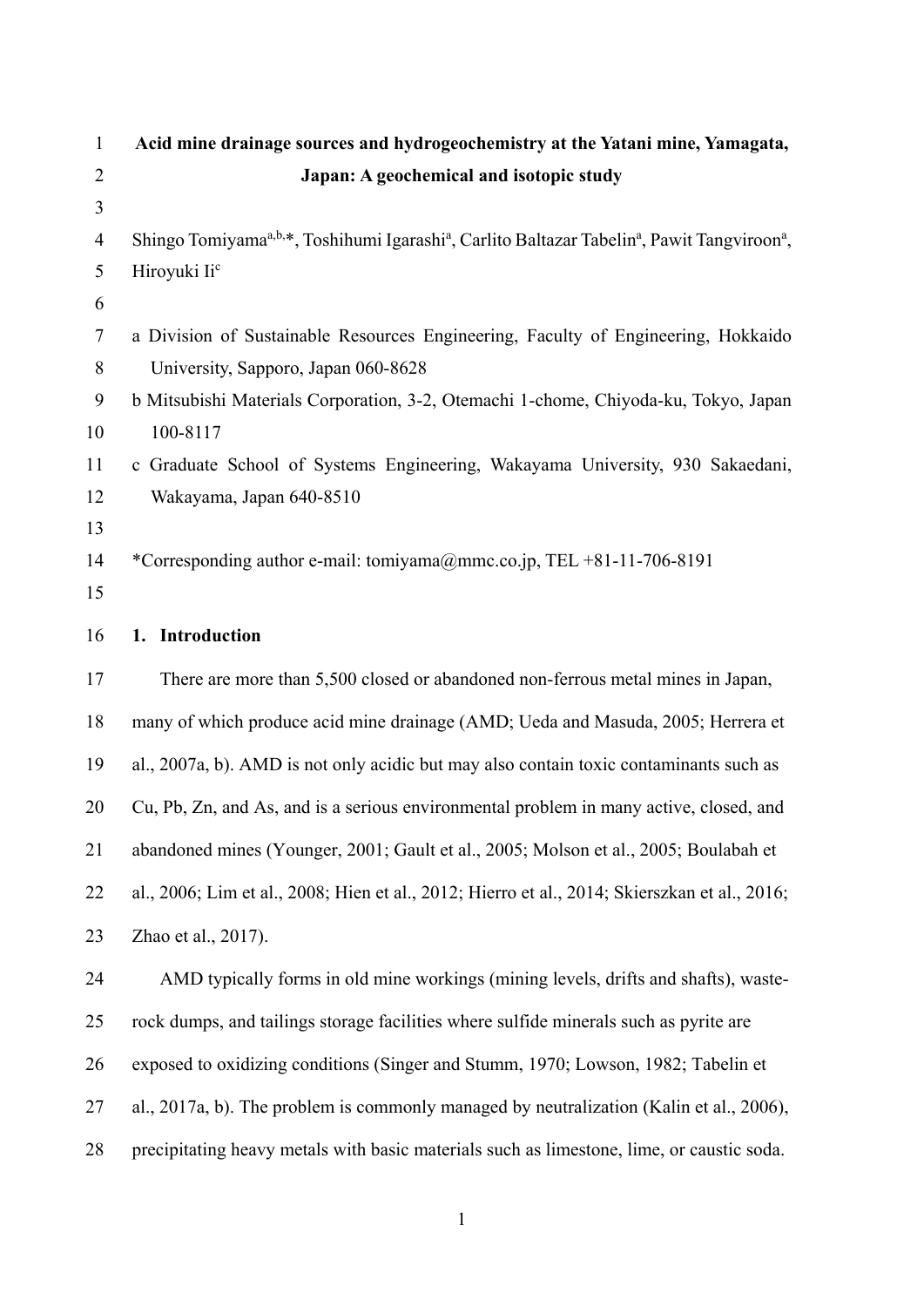# Acid mine drainage sources and hydrogeochemistry at the Yatani mine, Yamagata, Japan: A geochemical and isotopic study

Shingo Tomiyama[a,b,*], Toshihumi Igarashi[a], Carlito Baltazar Tabelin[a], Pawit Tangviroon[a], Hiroyuki Ii[c]

a Division of Sustainable Resources Engineering, Faculty of Engineering, Hokkaido University, Sapporo, Japan 060-8628

b Mitsubishi Materials Corporation, 3-2, Otemachi 1-chome, Chiyoda-ku, Tokyo, Japan 100-8117

c Graduate School of Systems Engineering, Wakayama University, 930 Sakaedani, Wakayama, Japan 640-8510

*Corresponding author e-mail: tomiyama@mmc.co.jp, TEL +81-11-706-8191

## 1. Introduction

There are more than 5,500 closed or abandoned non-ferrous metal mines in Japan, many of which produce acid mine drainage (AMD; Ueda and Masuda, 2005; Herrera et al., 2007a, b). AMD is not only acidic but may also contain toxic contaminants such as Cu, Pb, Zn, and As, and is a serious environmental problem in many active, closed, and abandoned mines (Younger, 2001; Gault et al., 2005; Molson et al., 2005; Boulabah et al., 2006; Lim et al., 2008; Hien et al., 2012; Hierro et al., 2014; Skierszkan et al., 2016; Zhao et al., 2017).

AMD typically forms in old mine workings (mining levels, drifts and shafts), waste-rock dumps, and tailings storage facilities where sulfide minerals such as pyrite are exposed to oxidizing conditions (Singer and Stumm, 1970; Lowson, 1982; Tabelin et al., 2017a, b). The problem is commonly managed by neutralization (Kalin et al., 2006), precipitating heavy metals with basic materials such as limestone, lime, or caustic soda.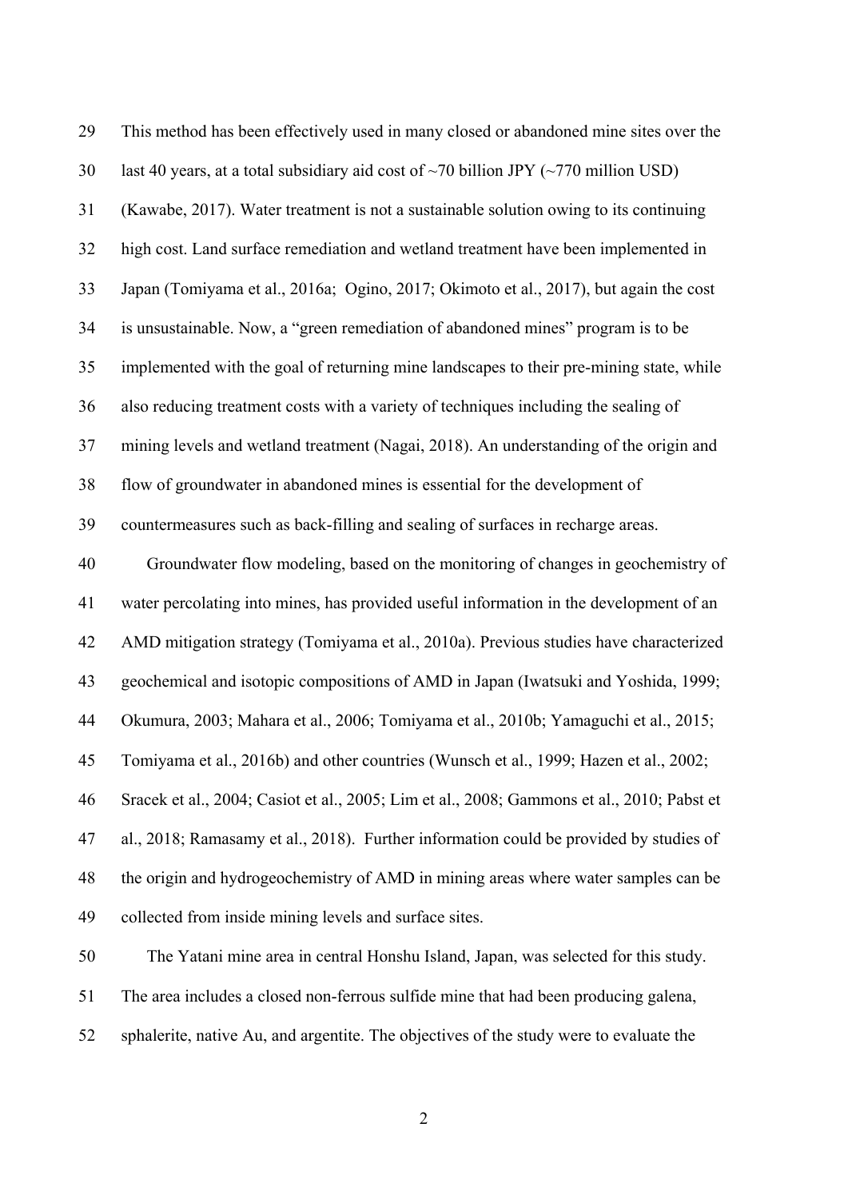This method has been effectively used in many closed or abandoned mine sites over the last 40 years, at a total subsidiary aid cost of ~70 billion JPY (~770 million USD) (Kawabe, 2017). Water treatment is not a sustainable solution owing to its continuing high cost. Land surface remediation and wetland treatment have been implemented in Japan (Tomiyama et al., 2016a; Ogino, 2017; Okimoto et al., 2017), but again the cost is unsustainable. Now, a "green remediation of abandoned mines" program is to be implemented with the goal of returning mine landscapes to their pre-mining state, while also reducing treatment costs with a variety of techniques including the sealing of mining levels and wetland treatment (Nagai, 2018). An understanding of the origin and flow of groundwater in abandoned mines is essential for the development of countermeasures such as back-filling and sealing of surfaces in recharge areas.

Groundwater flow modeling, based on the monitoring of changes in geochemistry of water percolating into mines, has provided useful information in the development of an AMD mitigation strategy (Tomiyama et al., 2010a). Previous studies have characterized geochemical and isotopic compositions of AMD in Japan (Iwatsuki and Yoshida, 1999; Okumura, 2003; Mahara et al., 2006; Tomiyama et al., 2010b; Yamaguchi et al., 2015; Tomiyama et al., 2016b) and other countries (Wunsch et al., 1999; Hazen et al., 2002; Sracek et al., 2004; Casiot et al., 2005; Lim et al., 2008; Gammons et al., 2010; Pabst et al., 2018; Ramasamy et al., 2018). Further information could be provided by studies of the origin and hydrogeochemistry of AMD in mining areas where water samples can be collected from inside mining levels and surface sites.

The Yatani mine area in central Honshu Island, Japan, was selected for this study. The area includes a closed non-ferrous sulfide mine that had been producing galena, sphalerite, native Au, and argentite. The objectives of the study were to evaluate the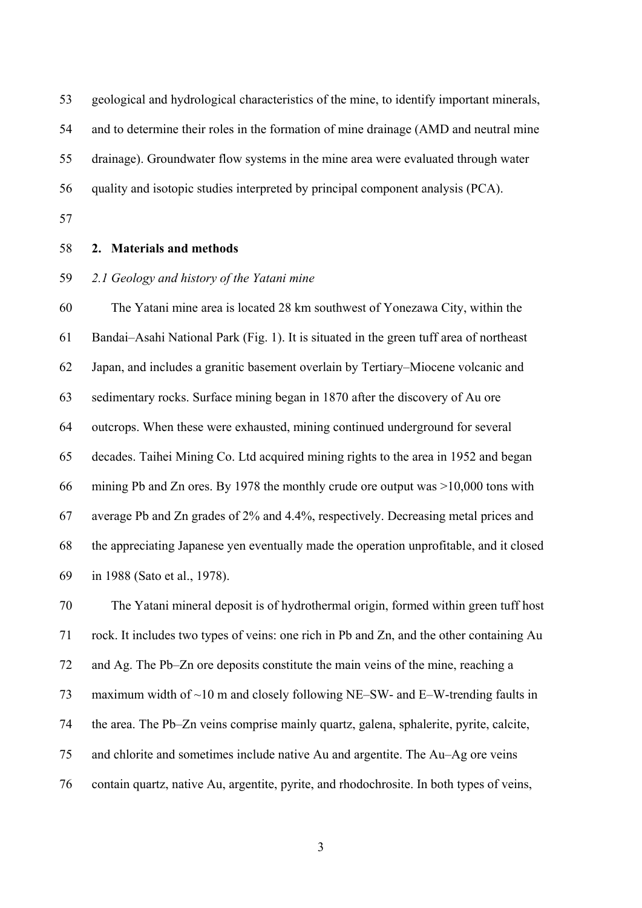geological and hydrological characteristics of the mine, to identify important minerals, and to determine their roles in the formation of mine drainage (AMD and neutral mine drainage). Groundwater flow systems in the mine area were evaluated through water quality and isotopic studies interpreted by principal component analysis (PCA).

## 2. Materials and methods

### *2.1 Geology and history of the Yatani mine*

The Yatani mine area is located 28 km southwest of Yonezawa City, within the Bandai–Asahi National Park (Fig. 1). It is situated in the green tuff area of northeast Japan, and includes a granitic basement overlain by Tertiary–Miocene volcanic and sedimentary rocks. Surface mining began in 1870 after the discovery of Au ore outcrops. When these were exhausted, mining continued underground for several decades. Taihei Mining Co. Ltd acquired mining rights to the area in 1952 and began mining Pb and Zn ores. By 1978 the monthly crude ore output was >10,000 tons with average Pb and Zn grades of 2% and 4.4%, respectively. Decreasing metal prices and the appreciating Japanese yen eventually made the operation unprofitable, and it closed in 1988 (Sato et al., 1978).

The Yatani mineral deposit is of hydrothermal origin, formed within green tuff host rock. It includes two types of veins: one rich in Pb and Zn, and the other containing Au and Ag. The Pb–Zn ore deposits constitute the main veins of the mine, reaching a maximum width of ~10 m and closely following NE–SW- and E–W-trending faults in the area. The Pb–Zn veins comprise mainly quartz, galena, sphalerite, pyrite, calcite, and chlorite and sometimes include native Au and argentite. The Au–Ag ore veins contain quartz, native Au, argentite, pyrite, and rhodochrosite. In both types of veins,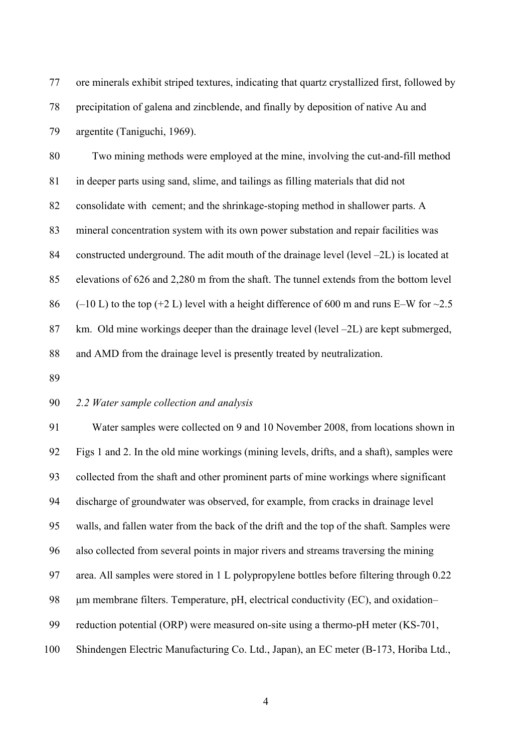ore minerals exhibit striped textures, indicating that quartz crystallized first, followed by precipitation of galena and zincblende, and finally by deposition of native Au and argentite (Taniguchi, 1969).

Two mining methods were employed at the mine, involving the cut-and-fill method in deeper parts using sand, slime, and tailings as filling materials that did not consolidate with cement; and the shrinkage-stoping method in shallower parts. A mineral concentration system with its own power substation and repair facilities was constructed underground. The adit mouth of the drainage level (level –2L) is located at elevations of 626 and 2,280 m from the shaft. The tunnel extends from the bottom level (–10 L) to the top (+2 L) level with a height difference of 600 m and runs E–W for ~2.5 km. Old mine workings deeper than the drainage level (level –2L) are kept submerged, and AMD from the drainage level is presently treated by neutralization.

*2.2 Water sample collection and analysis*

Water samples were collected on 9 and 10 November 2008, from locations shown in Figs 1 and 2. In the old mine workings (mining levels, drifts, and a shaft), samples were collected from the shaft and other prominent parts of mine workings where significant discharge of groundwater was observed, for example, from cracks in drainage level walls, and fallen water from the back of the drift and the top of the shaft. Samples were also collected from several points in major rivers and streams traversing the mining area. All samples were stored in 1 L polypropylene bottles before filtering through 0.22 μm membrane filters. Temperature, pH, electrical conductivity (EC), and oxidation–reduction potential (ORP) were measured on-site using a thermo-pH meter (KS-701, Shindengen Electric Manufacturing Co. Ltd., Japan), an EC meter (B-173, Horiba Ltd.,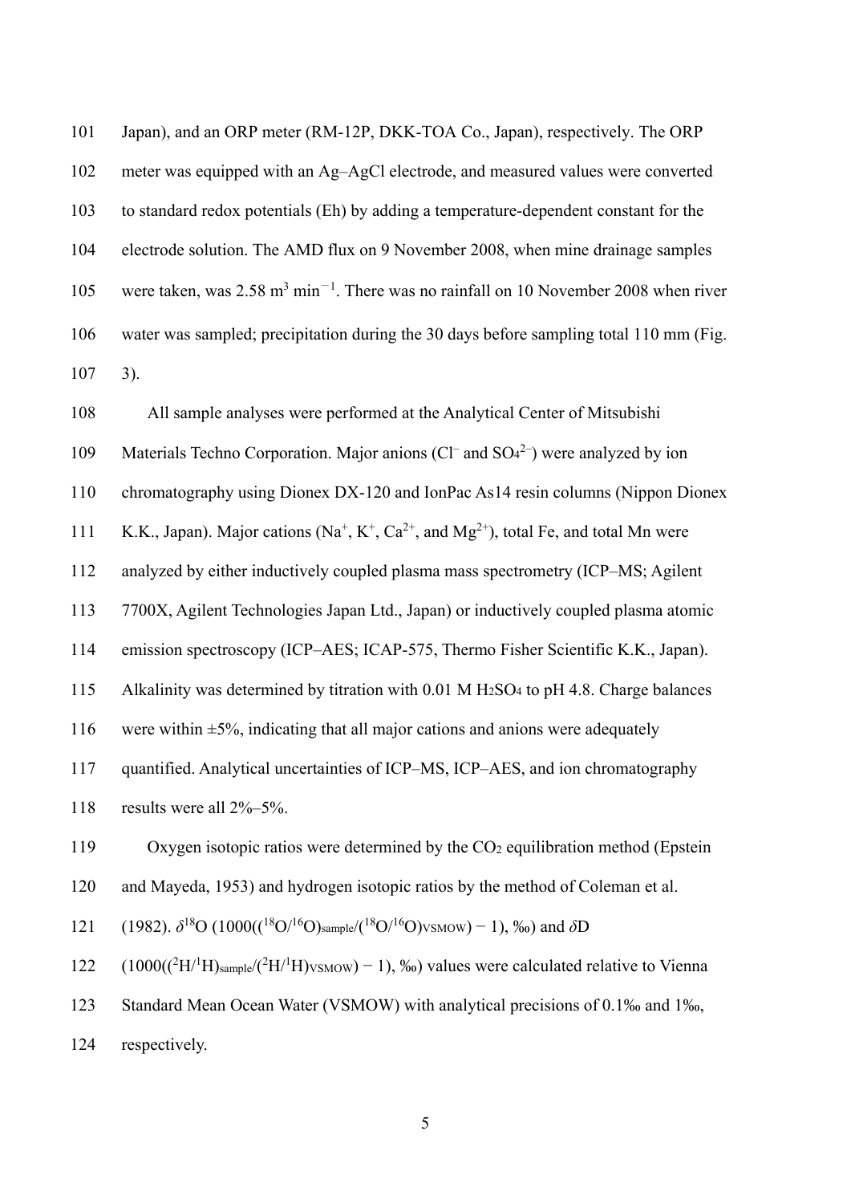Japan), and an ORP meter (RM-12P, DKK-TOA Co., Japan), respectively. The ORP meter was equipped with an Ag–AgCl electrode, and measured values were converted to standard redox potentials (Eh) by adding a temperature-dependent constant for the electrode solution. The AMD flux on 9 November 2008, when mine drainage samples were taken, was 2.58 $m^3$ $min^{-1}$. There was no rainfall on 10 November 2008 when river water was sampled; precipitation during the 30 days before sampling total 110 mm (Fig. 3).

All sample analyses were performed at the Analytical Center of Mitsubishi Materials Techno Corporation. Major anions ($Cl^-$ and $SO_4^{2-}$) were analyzed by ion chromatography using Dionex DX-120 and IonPac As14 resin columns (Nippon Dionex K.K., Japan). Major cations ($Na^+$, $K^+$, $Ca^{2+}$, and $Mg^{2+}$), total Fe, and total Mn were analyzed by either inductively coupled plasma mass spectrometry (ICP–MS; Agilent 7700X, Agilent Technologies Japan Ltd., Japan) or inductively coupled plasma atomic emission spectroscopy (ICP–AES; ICAP-575, Thermo Fisher Scientific K.K., Japan). Alkalinity was determined by titration with 0.01 M $H_2SO_4$ to pH 4.8. Charge balances were within ±5%, indicating that all major cations and anions were adequately quantified. Analytical uncertainties of ICP–MS, ICP–AES, and ion chromatography results were all 2%–5%.

Oxygen isotopic ratios were determined by the $CO_2$ equilibration method (Epstein and Mayeda, 1953) and hydrogen isotopic ratios by the method of Coleman et al. (1982). $\delta^{18}O$ ($1000((^{18}O/^{16}O)_{sample}/(^{18}O/^{16}O)_{VSMOW} - 1)$, ‰) and $\delta D$ ($1000((^{2}H/^{1}H)_{sample}/(^{2}H/^{1}H)_{VSMOW} - 1)$, ‰) values were calculated relative to Vienna Standard Mean Ocean Water (VSMOW) with analytical precisions of 0.1‰ and 1‰, respectively.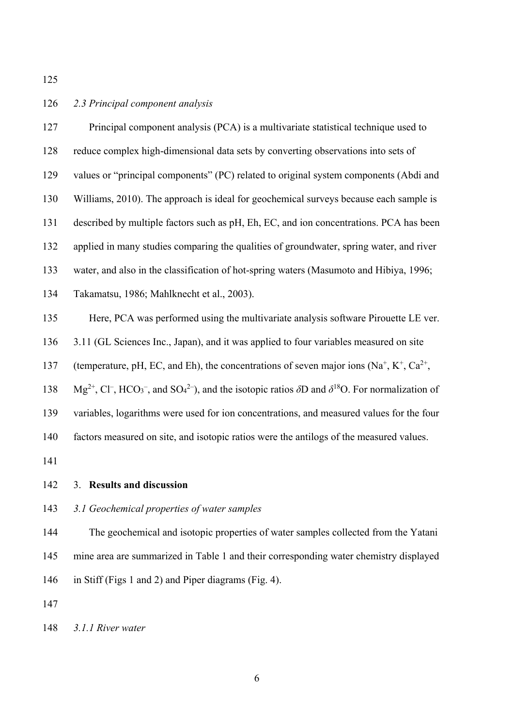### *2.3 Principal component analysis*

Principal component analysis (PCA) is a multivariate statistical technique used to reduce complex high-dimensional data sets by converting observations into sets of values or "principal components" (PC) related to original system components (Abdi and Williams, 2010). The approach is ideal for geochemical surveys because each sample is described by multiple factors such as pH, Eh, EC, and ion concentrations. PCA has been applied in many studies comparing the qualities of groundwater, spring water, and river water, and also in the classification of hot-spring waters (Masumoto and Hibiya, 1996; Takamatsu, 1986; Mahlknecht et al., 2003).

Here, PCA was performed using the multivariate analysis software Pirouette LE ver. 3.11 (GL Sciences Inc., Japan), and it was applied to four variables measured on site (temperature, pH, EC, and Eh), the concentrations of seven major ions ($Na^+$, $K^+$, $Ca^{2+}$, $Mg^{2+}$, $Cl^-$, $HCO_3^-$, and $SO_4^{2-}$), and the isotopic ratios $\delta D$ and $\delta^{18}O$. For normalization of variables, logarithms were used for ion concentrations, and measured values for the four factors measured on site, and isotopic ratios were the antilogs of the measured values.

## 3. **Results and discussion**

### *3.1 Geochemical properties of water samples*

The geochemical and isotopic properties of water samples collected from the Yatani mine area are summarized in Table 1 and their corresponding water chemistry displayed in Stiff (Figs 1 and 2) and Piper diagrams (Fig. 4).

#### *3.1.1 River water*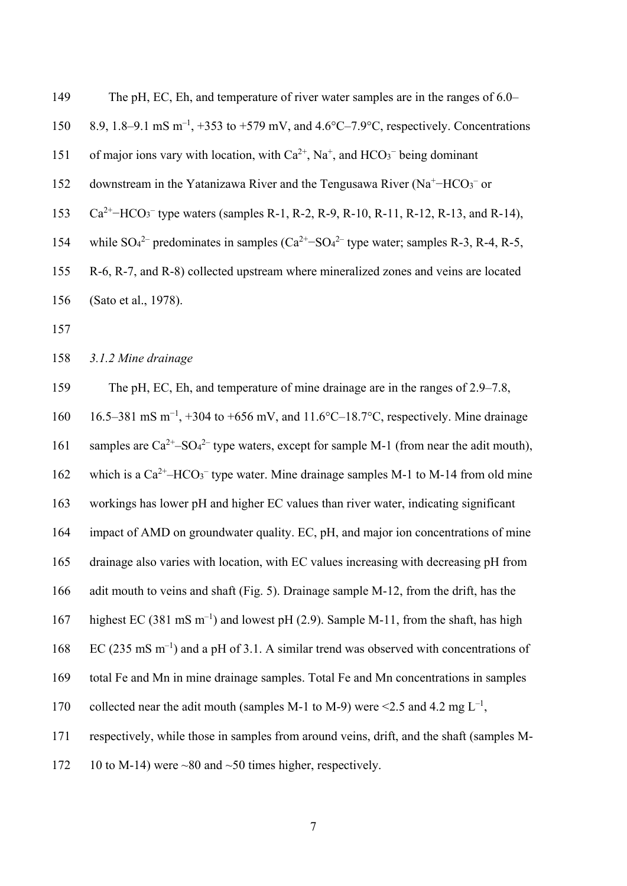The pH, EC, Eh, and temperature of river water samples are in the ranges of 6.0–8.9, 1.8–9.1 mS $m^{-1}$, +353 to +579 mV, and 4.6°C–7.9°C, respectively. Concentrations of major ions vary with location, with $Ca^{2+}$, $Na^{+}$, and $HCO_3^{-}$ being dominant downstream in the Yatanizawa River and the Tengusawa River ($Na^{+}$−$HCO_3^{-}$ or $Ca^{2+}$−$HCO_3^{-}$ type waters (samples R-1, R-2, R-9, R-10, R-11, R-12, R-13, and R-14), while $SO_4^{2-}$ predominates in samples ($Ca^{2+}$−$SO_4^{2-}$ type water; samples R-3, R-4, R-5, R-6, R-7, and R-8) collected upstream where mineralized zones and veins are located (Sato et al., 1978).

### *3.1.2 Mine drainage*

The pH, EC, Eh, and temperature of mine drainage are in the ranges of 2.9–7.8, 16.5–381 mS $m^{-1}$, +304 to +656 mV, and 11.6°C–18.7°C, respectively. Mine drainage samples are $Ca^{2+}$–$SO_4^{2-}$ type waters, except for sample M-1 (from near the adit mouth), which is a $Ca^{2+}$–$HCO_3^{-}$ type water. Mine drainage samples M-1 to M-14 from old mine workings has lower pH and higher EC values than river water, indicating significant impact of AMD on groundwater quality. EC, pH, and major ion concentrations of mine drainage also varies with location, with EC values increasing with decreasing pH from adit mouth to veins and shaft (Fig. 5). Drainage sample M-12, from the drift, has the highest EC (381 mS $m^{-1}$) and lowest pH (2.9). Sample M-11, from the shaft, has high EC (235 mS $m^{-1}$) and a pH of 3.1. A similar trend was observed with concentrations of total Fe and Mn in mine drainage samples. Total Fe and Mn concentrations in samples collected near the adit mouth (samples M-1 to M-9) were <2.5 and 4.2 mg $L^{-1}$, respectively, while those in samples from around veins, drift, and the shaft (samples M-10 to M-14) were ~80 and ~50 times higher, respectively.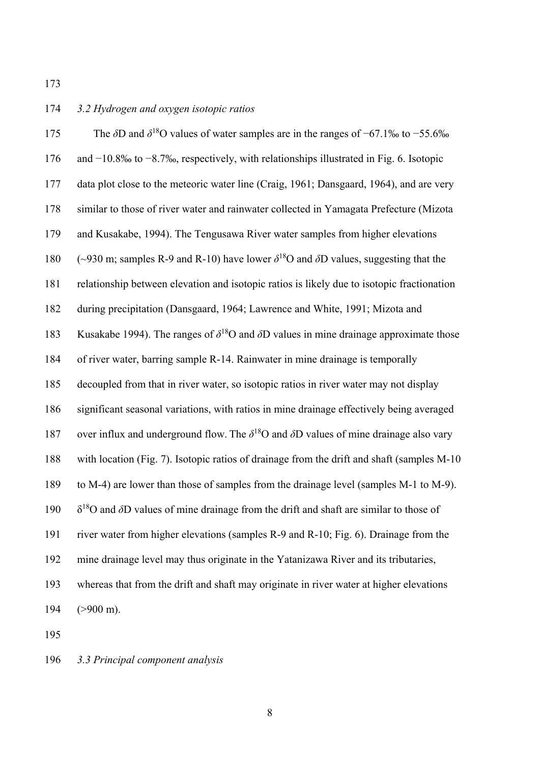### *3.2 Hydrogen and oxygen isotopic ratios*

The $\delta$D and $\delta^{18}$O values of water samples are in the ranges of −67.1‰ to −55.6‰ and −10.8‰ to −8.7‰, respectively, with relationships illustrated in Fig. 6. Isotopic data plot close to the meteoric water line (Craig, 1961; Dansgaard, 1964), and are very similar to those of river water and rainwater collected in Yamagata Prefecture (Mizota and Kusakabe, 1994). The Tengusawa River water samples from higher elevations (~930 m; samples R-9 and R-10) have lower $\delta^{18}$O and $\delta$D values, suggesting that the relationship between elevation and isotopic ratios is likely due to isotopic fractionation during precipitation (Dansgaard, 1964; Lawrence and White, 1991; Mizota and Kusakabe 1994). The ranges of $\delta^{18}$O and $\delta$D values in mine drainage approximate those of river water, barring sample R-14. Rainwater in mine drainage is temporally decoupled from that in river water, so isotopic ratios in river water may not display significant seasonal variations, with ratios in mine drainage effectively being averaged over influx and underground flow. The $\delta^{18}$O and $\delta$D values of mine drainage also vary with location (Fig. 7). Isotopic ratios of drainage from the drift and shaft (samples M-10 to M-4) are lower than those of samples from the drainage level (samples M-1 to M-9). $\delta^{18}$O and $\delta$D values of mine drainage from the drift and shaft are similar to those of river water from higher elevations (samples R-9 and R-10; Fig. 6). Drainage from the mine drainage level may thus originate in the Yatanizawa River and its tributaries, whereas that from the drift and shaft may originate in river water at higher elevations (>900 m).

### *3.3 Principal component analysis*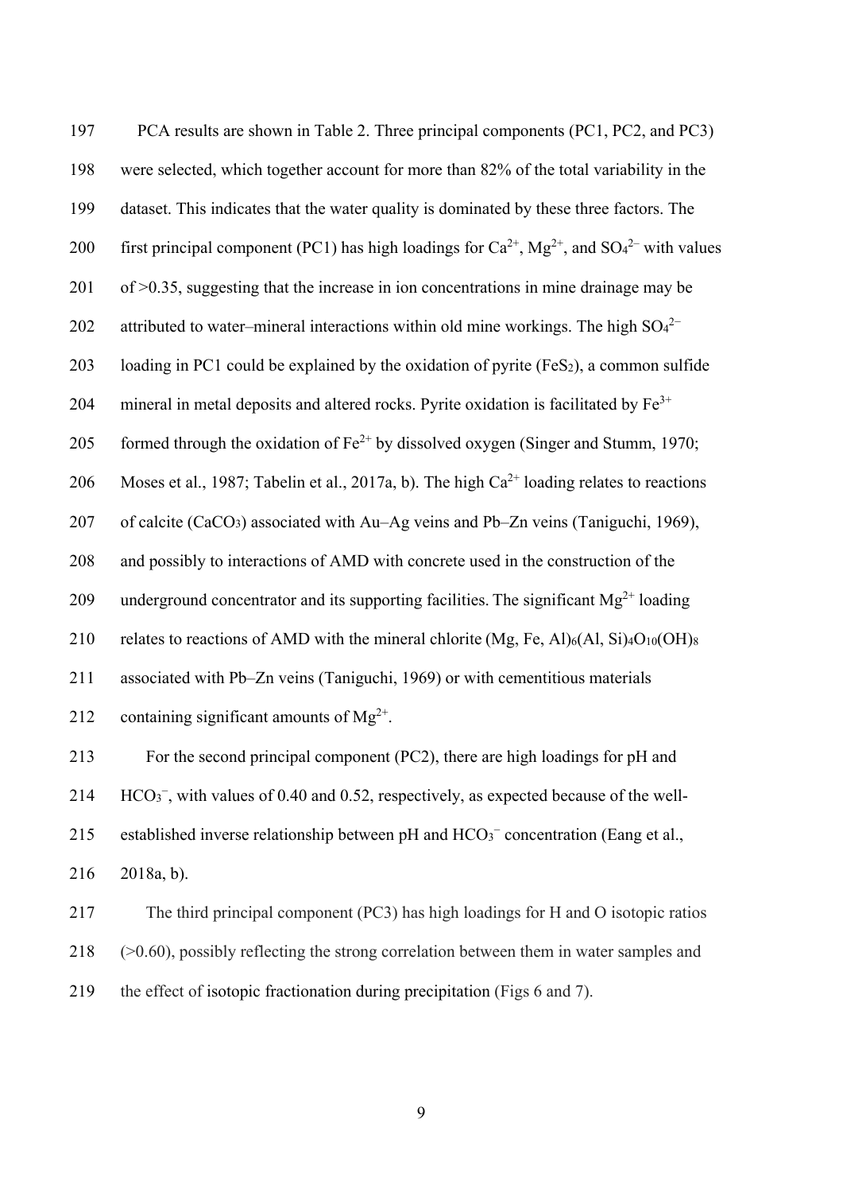PCA results are shown in Table 2. Three principal components (PC1, PC2, and PC3) were selected, which together account for more than 82% of the total variability in the dataset. This indicates that the water quality is dominated by these three factors. The first principal component (PC1) has high loadings for $Ca^{2+}$, $Mg^{2+}$, and $SO_4^{2-}$ with values of >0.35, suggesting that the increase in ion concentrations in mine drainage may be attributed to water–mineral interactions within old mine workings. The high $SO_4^{2-}$ loading in PC1 could be explained by the oxidation of pyrite ($FeS_2$), a common sulfide mineral in metal deposits and altered rocks. Pyrite oxidation is facilitated by $Fe^{3+}$ formed through the oxidation of $Fe^{2+}$ by dissolved oxygen (Singer and Stumm, 1970; Moses et al., 1987; Tabelin et al., 2017a, b). The high $Ca^{2+}$ loading relates to reactions of calcite ($CaCO_3$) associated with Au–Ag veins and Pb–Zn veins (Taniguchi, 1969), and possibly to interactions of AMD with concrete used in the construction of the underground concentrator and its supporting facilities. The significant $Mg^{2+}$ loading relates to reactions of AMD with the mineral chlorite $(Mg, Fe, Al)_6(Al, Si)_4O_{10}(OH)_8$ associated with Pb–Zn veins (Taniguchi, 1969) or with cementitious materials containing significant amounts of $Mg^{2+}$.

For the second principal component (PC2), there are high loadings for pH and $HCO_3^-$, with values of 0.40 and 0.52, respectively, as expected because of the well-established inverse relationship between pH and $HCO_3^-$ concentration (Eang et al., 2018a, b).

The third principal component (PC3) has high loadings for H and O isotopic ratios (>0.60), possibly reflecting the strong correlation between them in water samples and the effect of isotopic fractionation during precipitation (Figs 6 and 7).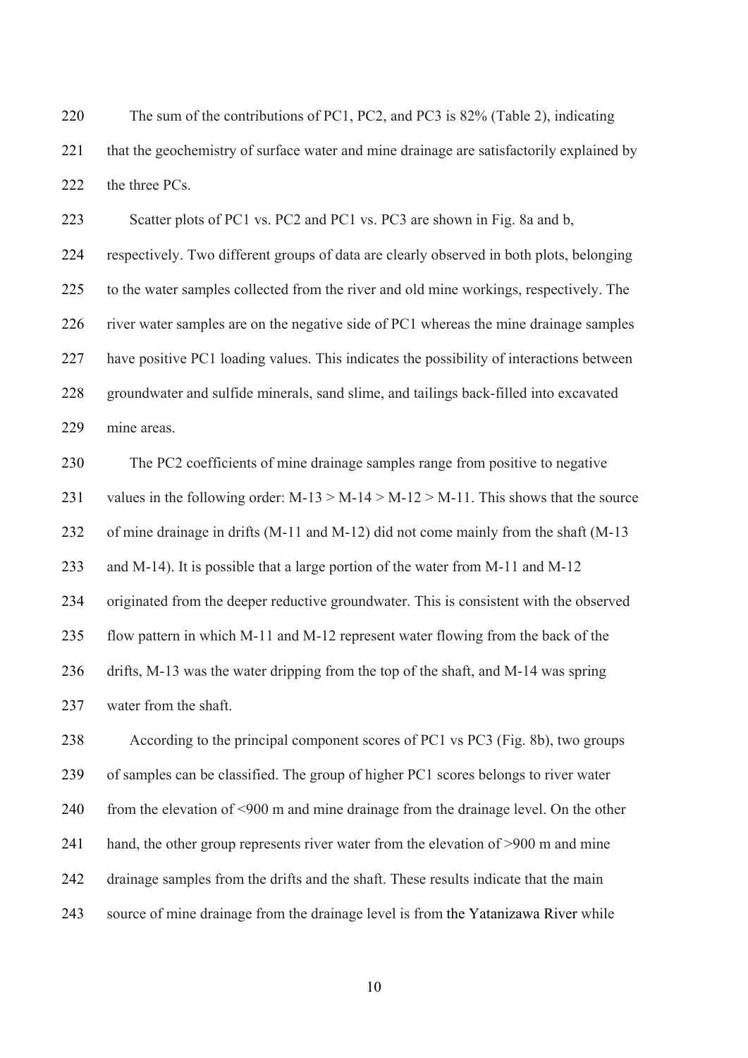The sum of the contributions of PC1, PC2, and PC3 is 82% (Table 2), indicating that the geochemistry of surface water and mine drainage are satisfactorily explained by the three PCs.

Scatter plots of PC1 vs. PC2 and PC1 vs. PC3 are shown in Fig. 8a and b, respectively. Two different groups of data are clearly observed in both plots, belonging to the water samples collected from the river and old mine workings, respectively. The river water samples are on the negative side of PC1 whereas the mine drainage samples have positive PC1 loading values. This indicates the possibility of interactions between groundwater and sulfide minerals, sand slime, and tailings back-filled into excavated mine areas.

The PC2 coefficients of mine drainage samples range from positive to negative values in the following order: M-13 > M-14 > M-12 > M-11. This shows that the source of mine drainage in drifts (M-11 and M-12) did not come mainly from the shaft (M-13 and M-14). It is possible that a large portion of the water from M-11 and M-12 originated from the deeper reductive groundwater. This is consistent with the observed flow pattern in which M-11 and M-12 represent water flowing from the back of the drifts, M-13 was the water dripping from the top of the shaft, and M-14 was spring water from the shaft.

According to the principal component scores of PC1 vs PC3 (Fig. 8b), two groups of samples can be classified. The group of higher PC1 scores belongs to river water from the elevation of <900 m and mine drainage from the drainage level. On the other hand, the other group represents river water from the elevation of >900 m and mine drainage samples from the drifts and the shaft. These results indicate that the main source of mine drainage from the drainage level is from the Yatanizawa River while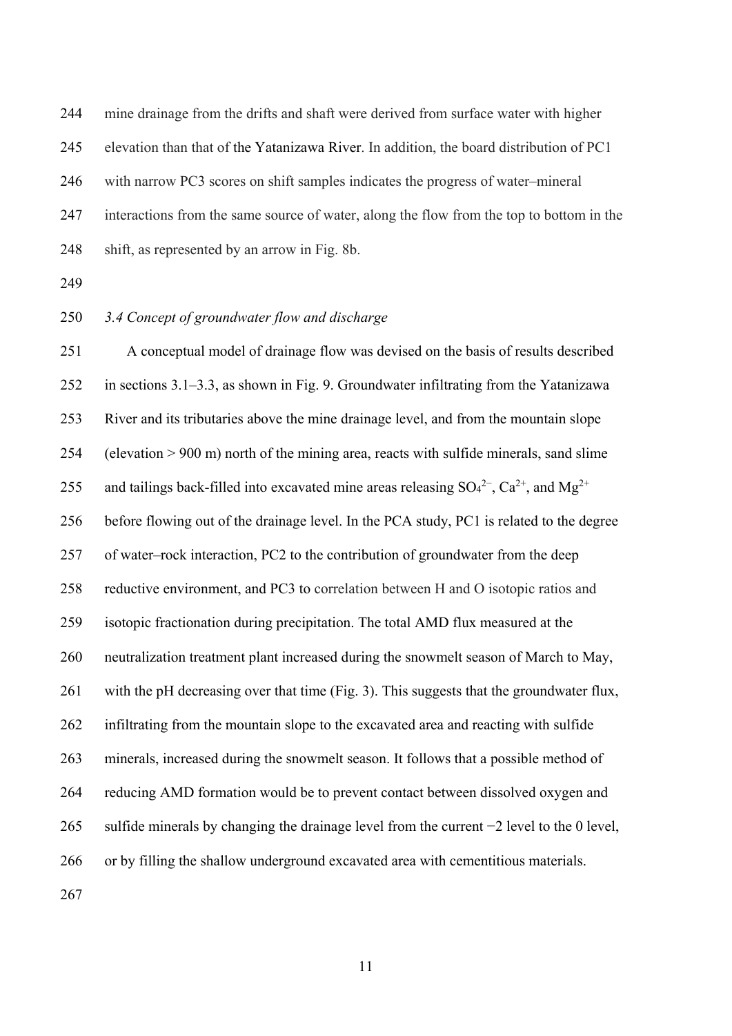mine drainage from the drifts and shaft were derived from surface water with higher elevation than that of the Yatanizawa River. In addition, the board distribution of PC1 with narrow PC3 scores on shift samples indicates the progress of water–mineral interactions from the same source of water, along the flow from the top to bottom in the shift, as represented by an arrow in Fig. 8b.

### *3.4 Concept of groundwater flow and discharge*

A conceptual model of drainage flow was devised on the basis of results described in sections 3.1–3.3, as shown in Fig. 9. Groundwater infiltrating from the Yatanizawa River and its tributaries above the mine drainage level, and from the mountain slope (elevation > 900 m) north of the mining area, reacts with sulfide minerals, sand slime and tailings back-filled into excavated mine areas releasing $SO_4^{2-}$, $Ca^{2+}$, and $Mg^{2+}$ before flowing out of the drainage level. In the PCA study, PC1 is related to the degree of water–rock interaction, PC2 to the contribution of groundwater from the deep reductive environment, and PC3 to correlation between H and O isotopic ratios and isotopic fractionation during precipitation. The total AMD flux measured at the neutralization treatment plant increased during the snowmelt season of March to May, with the pH decreasing over that time (Fig. 3). This suggests that the groundwater flux, infiltrating from the mountain slope to the excavated area and reacting with sulfide minerals, increased during the snowmelt season. It follows that a possible method of reducing AMD formation would be to prevent contact between dissolved oxygen and sulfide minerals by changing the drainage level from the current −2 level to the 0 level, or by filling the shallow underground excavated area with cementitious materials.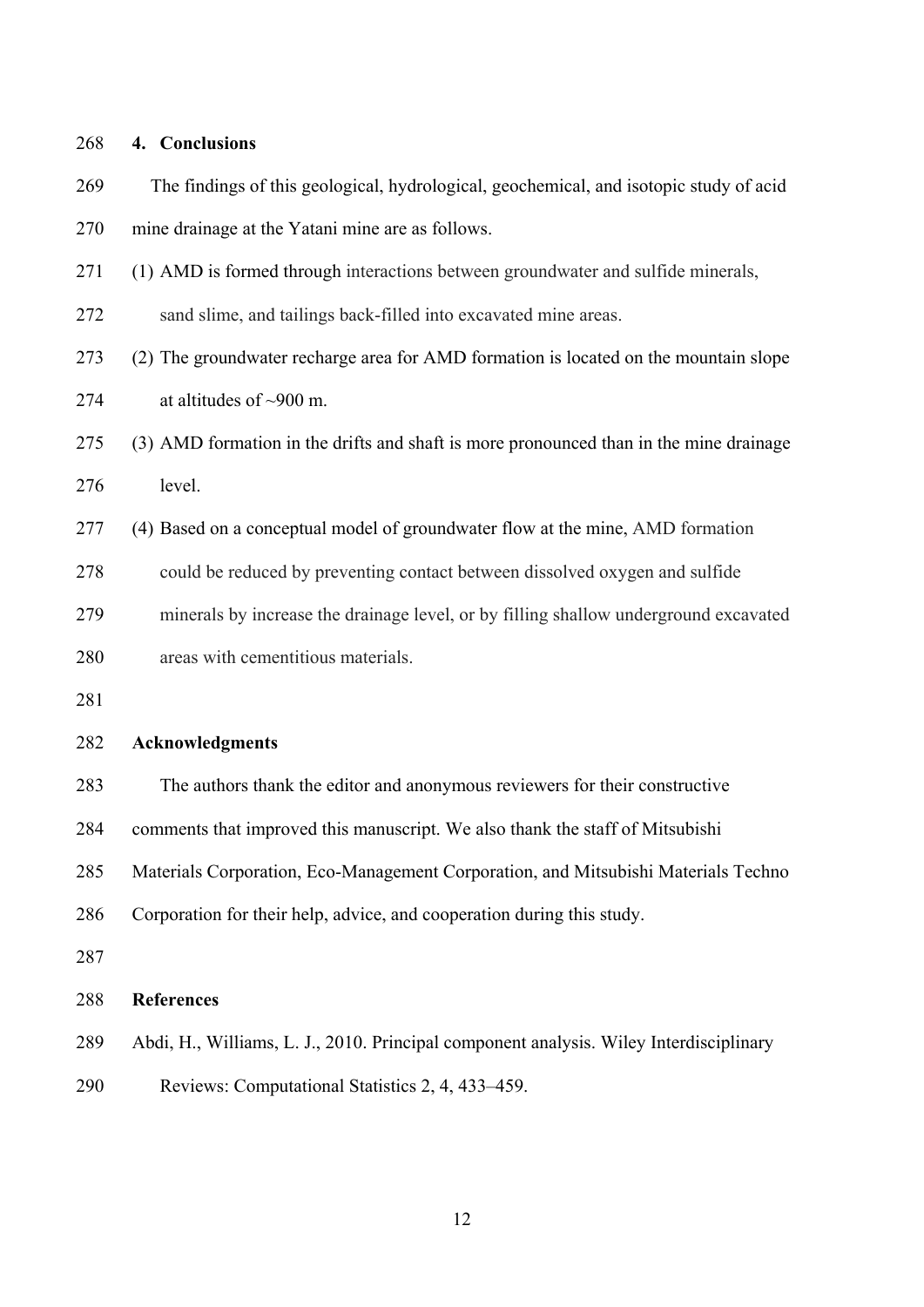## 4. Conclusions

The findings of this geological, hydrological, geochemical, and isotopic study of acid mine drainage at the Yatani mine are as follows.

(1) AMD is formed through interactions between groundwater and sulfide minerals, sand slime, and tailings back-filled into excavated mine areas.

(2) The groundwater recharge area for AMD formation is located on the mountain slope at altitudes of ~900 m.

(3) AMD formation in the drifts and shaft is more pronounced than in the mine drainage level.

(4) Based on a conceptual model of groundwater flow at the mine, AMD formation could be reduced by preventing contact between dissolved oxygen and sulfide minerals by increase the drainage level, or by filling shallow underground excavated areas with cementitious materials.

## Acknowledgments

The authors thank the editor and anonymous reviewers for their constructive comments that improved this manuscript. We also thank the staff of Mitsubishi Materials Corporation, Eco-Management Corporation, and Mitsubishi Materials Techno Corporation for their help, advice, and cooperation during this study.

## References

Abdi, H., Williams, L. J., 2010. Principal component analysis. Wiley Interdisciplinary Reviews: Computational Statistics 2, 4, 433–459.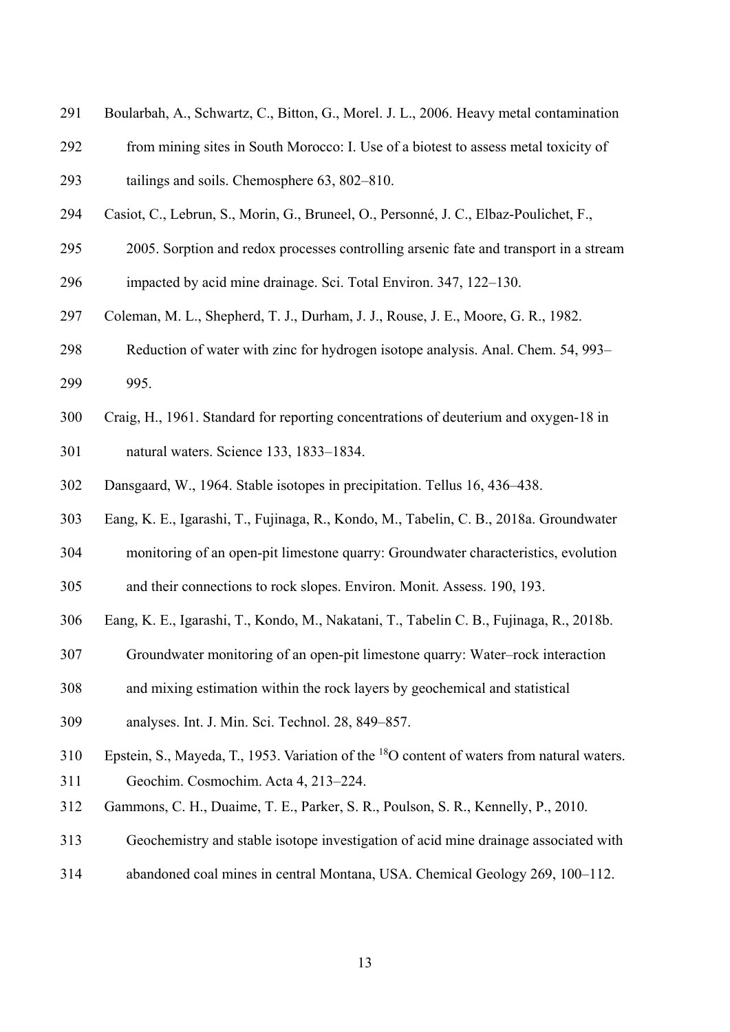Boularbah, A., Schwartz, C., Bitton, G., Morel. J. L., 2006. Heavy metal contamination from mining sites in South Morocco: I. Use of a biotest to assess metal toxicity of tailings and soils. Chemosphere 63, 802–810.

Casiot, C., Lebrun, S., Morin, G., Bruneel, O., Personné, J. C., Elbaz-Poulichet, F., 2005. Sorption and redox processes controlling arsenic fate and transport in a stream impacted by acid mine drainage. Sci. Total Environ. 347, 122–130.

Coleman, M. L., Shepherd, T. J., Durham, J. J., Rouse, J. E., Moore, G. R., 1982. Reduction of water with zinc for hydrogen isotope analysis. Anal. Chem. 54, 993–995.

Craig, H., 1961. Standard for reporting concentrations of deuterium and oxygen-18 in natural waters. Science 133, 1833–1834.

Dansgaard, W., 1964. Stable isotopes in precipitation. Tellus 16, 436–438.

Eang, K. E., Igarashi, T., Fujinaga, R., Kondo, M., Tabelin, C. B., 2018a. Groundwater monitoring of an open-pit limestone quarry: Groundwater characteristics, evolution and their connections to rock slopes. Environ. Monit. Assess. 190, 193.

Eang, K. E., Igarashi, T., Kondo, M., Nakatani, T., Tabelin C. B., Fujinaga, R., 2018b. Groundwater monitoring of an open-pit limestone quarry: Water–rock interaction and mixing estimation within the rock layers by geochemical and statistical analyses. Int. J. Min. Sci. Technol. 28, 849–857.

Epstein, S., Mayeda, T., 1953. Variation of the $^{18}$O content of waters from natural waters. Geochim. Cosmochim. Acta 4, 213–224.

Gammons, C. H., Duaime, T. E., Parker, S. R., Poulson, S. R., Kennelly, P., 2010. Geochemistry and stable isotope investigation of acid mine drainage associated with abandoned coal mines in central Montana, USA. Chemical Geology 269, 100–112.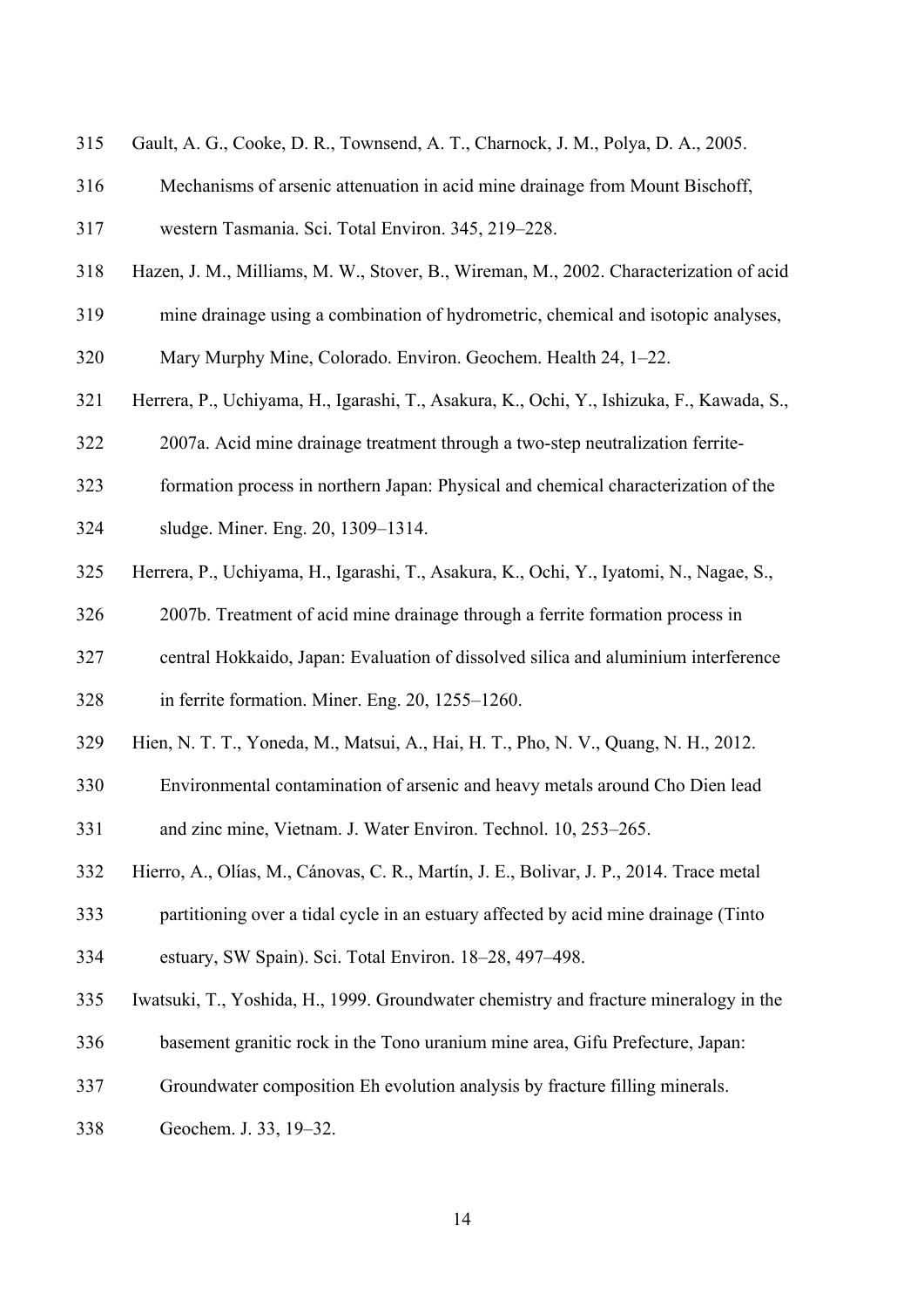315 Gault, A. G., Cooke, D. R., Townsend, A. T., Charnock, J. M., Polya, D. A., 2005.
316 Mechanisms of arsenic attenuation in acid mine drainage from Mount Bischoff,
317 western Tasmania. Sci. Total Environ. 345, 219–228.

318 Hazen, J. M., Milliams, M. W., Stover, B., Wireman, M., 2002. Characterization of acid
319 mine drainage using a combination of hydrometric, chemical and isotopic analyses,
320 Mary Murphy Mine, Colorado. Environ. Geochem. Health 24, 1–22.

321 Herrera, P., Uchiyama, H., Igarashi, T., Asakura, K., Ochi, Y., Ishizuka, F., Kawada, S.,
322 2007a. Acid mine drainage treatment through a two-step neutralization ferrite-
323 formation process in northern Japan: Physical and chemical characterization of the
324 sludge. Miner. Eng. 20, 1309–1314.

325 Herrera, P., Uchiyama, H., Igarashi, T., Asakura, K., Ochi, Y., Iyatomi, N., Nagae, S.,
326 2007b. Treatment of acid mine drainage through a ferrite formation process in
327 central Hokkaido, Japan: Evaluation of dissolved silica and aluminium interference
328 in ferrite formation. Miner. Eng. 20, 1255–1260.

329 Hien, N. T. T., Yoneda, M., Matsui, A., Hai, H. T., Pho, N. V., Quang, N. H., 2012.
330 Environmental contamination of arsenic and heavy metals around Cho Dien lead
331 and zinc mine, Vietnam. J. Water Environ. Technol. 10, 253–265.

332 Hierro, A., Olías, M., Cánovas, C. R., Martín, J. E., Bolivar, J. P., 2014. Trace metal
333 partitioning over a tidal cycle in an estuary affected by acid mine drainage (Tinto
334 estuary, SW Spain). Sci. Total Environ. 18–28, 497–498.

335 Iwatsuki, T., Yoshida, H., 1999. Groundwater chemistry and fracture mineralogy in the
336 basement granitic rock in the Tono uranium mine area, Gifu Prefecture, Japan:
337 Groundwater composition Eh evolution analysis by fracture filling minerals.
338 Geochem. J. 33, 19–32.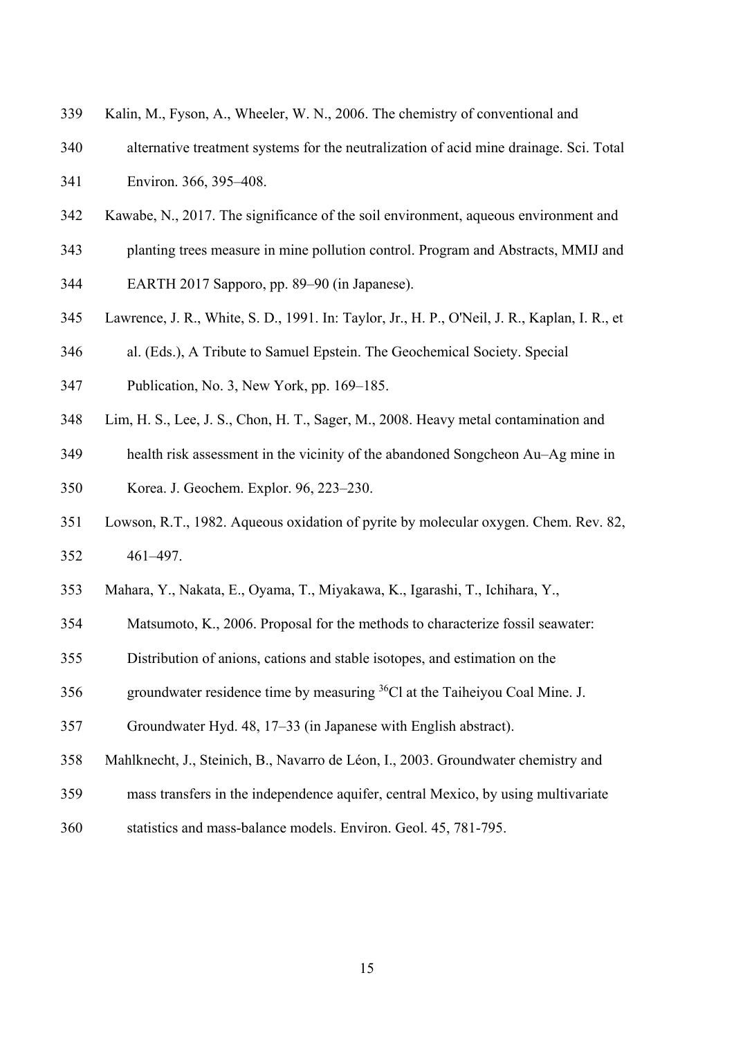Kalin, M., Fyson, A., Wheeler, W. N., 2006. The chemistry of conventional and alternative treatment systems for the neutralization of acid mine drainage. Sci. Total Environ. 366, 395–408.

Kawabe, N., 2017. The significance of the soil environment, aqueous environment and planting trees measure in mine pollution control. Program and Abstracts, MMIJ and EARTH 2017 Sapporo, pp. 89–90 (in Japanese).

Lawrence, J. R., White, S. D., 1991. In: Taylor, Jr., H. P., O'Neil, J. R., Kaplan, I. R., et al. (Eds.), A Tribute to Samuel Epstein. The Geochemical Society. Special Publication, No. 3, New York, pp. 169–185.

Lim, H. S., Lee, J. S., Chon, H. T., Sager, M., 2008. Heavy metal contamination and health risk assessment in the vicinity of the abandoned Songcheon Au–Ag mine in Korea. J. Geochem. Explor. 96, 223–230.

Lowson, R.T., 1982. Aqueous oxidation of pyrite by molecular oxygen. Chem. Rev. 82, 461–497.

Mahara, Y., Nakata, E., Oyama, T., Miyakawa, K., Igarashi, T., Ichihara, Y., Matsumoto, K., 2006. Proposal for the methods to characterize fossil seawater: Distribution of anions, cations and stable isotopes, and estimation on the groundwater residence time by measuring $^{36}Cl$ at the Taiheiyou Coal Mine. J. Groundwater Hyd. 48, 17–33 (in Japanese with English abstract).

Mahlknecht, J., Steinich, B., Navarro de Léon, I., 2003. Groundwater chemistry and mass transfers in the independence aquifer, central Mexico, by using multivariate statistics and mass-balance models. Environ. Geol. 45, 781-795.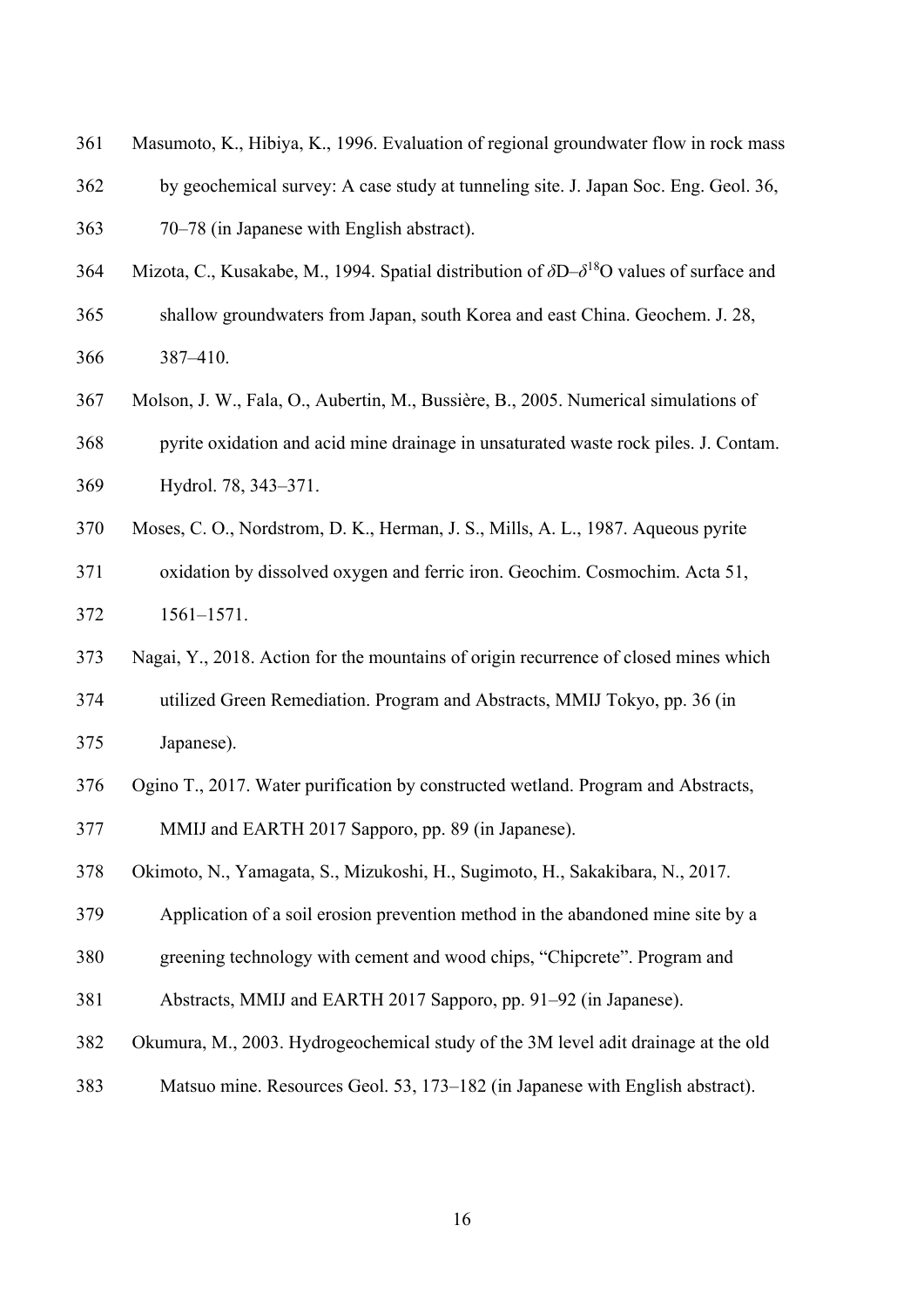Masumoto, K., Hibiya, K., 1996. Evaluation of regional groundwater flow in rock mass by geochemical survey: A case study at tunneling site. J. Japan Soc. Eng. Geol. 36, 70–78 (in Japanese with English abstract).

Mizota, C., Kusakabe, M., 1994. Spatial distribution of $\delta$D–$\delta^{18}$O values of surface and shallow groundwaters from Japan, south Korea and east China. Geochem. J. 28, 387–410.

Molson, J. W., Fala, O., Aubertin, M., Bussière, B., 2005. Numerical simulations of pyrite oxidation and acid mine drainage in unsaturated waste rock piles. J. Contam. Hydrol. 78, 343–371.

Moses, C. O., Nordstrom, D. K., Herman, J. S., Mills, A. L., 1987. Aqueous pyrite oxidation by dissolved oxygen and ferric iron. Geochim. Cosmochim. Acta 51, 1561–1571.

Nagai, Y., 2018. Action for the mountains of origin recurrence of closed mines which utilized Green Remediation. Program and Abstracts, MMIJ Tokyo, pp. 36 (in Japanese).

Ogino T., 2017. Water purification by constructed wetland. Program and Abstracts, MMIJ and EARTH 2017 Sapporo, pp. 89 (in Japanese).

Okimoto, N., Yamagata, S., Mizukoshi, H., Sugimoto, H., Sakakibara, N., 2017. Application of a soil erosion prevention method in the abandoned mine site by a greening technology with cement and wood chips, "Chipcrete". Program and Abstracts, MMIJ and EARTH 2017 Sapporo, pp. 91–92 (in Japanese).

Okumura, M., 2003. Hydrogeochemical study of the 3M level adit drainage at the old Matsuo mine. Resources Geol. 53, 173–182 (in Japanese with English abstract).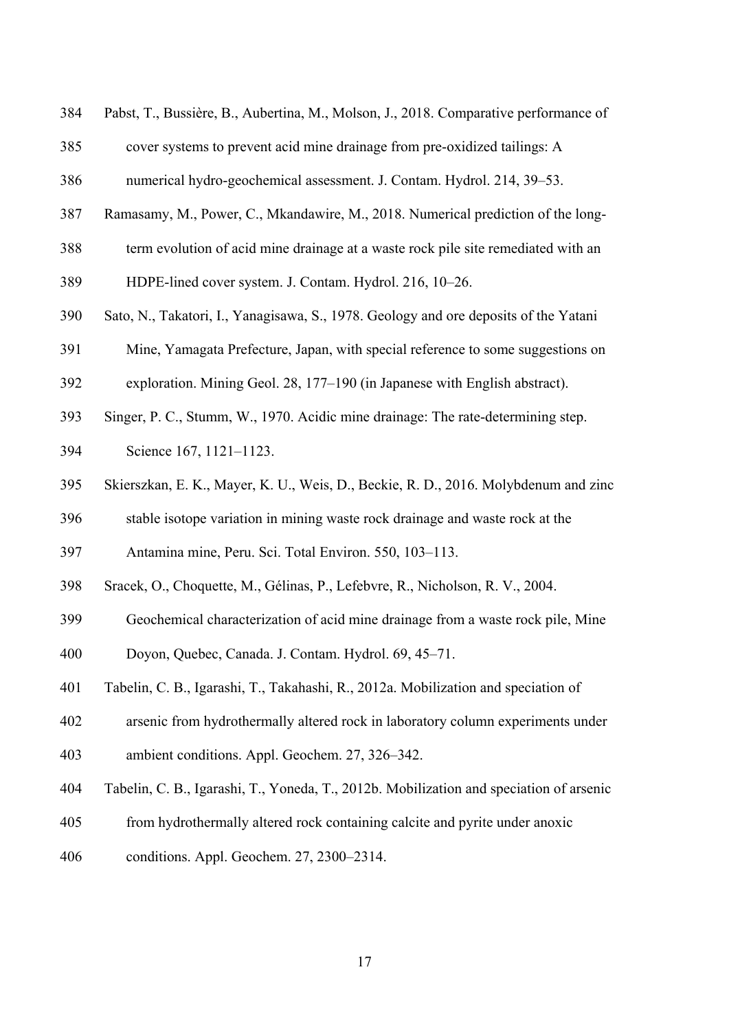Pabst, T., Bussière, B., Aubertina, M., Molson, J., 2018. Comparative performance of cover systems to prevent acid mine drainage from pre-oxidized tailings: A numerical hydro-geochemical assessment. J. Contam. Hydrol. 214, 39–53.

Ramasamy, M., Power, C., Mkandawire, M., 2018. Numerical prediction of the long-term evolution of acid mine drainage at a waste rock pile site remediated with an HDPE-lined cover system. J. Contam. Hydrol. 216, 10–26.

Sato, N., Takatori, I., Yanagisawa, S., 1978. Geology and ore deposits of the Yatani Mine, Yamagata Prefecture, Japan, with special reference to some suggestions on exploration. Mining Geol. 28, 177–190 (in Japanese with English abstract).

Singer, P. C., Stumm, W., 1970. Acidic mine drainage: The rate-determining step. Science 167, 1121–1123.

Skierszkan, E. K., Mayer, K. U., Weis, D., Beckie, R. D., 2016. Molybdenum and zinc stable isotope variation in mining waste rock drainage and waste rock at the Antamina mine, Peru. Sci. Total Environ. 550, 103–113.

Sracek, O., Choquette, M., Gélinas, P., Lefebvre, R., Nicholson, R. V., 2004. Geochemical characterization of acid mine drainage from a waste rock pile, Mine Doyon, Quebec, Canada. J. Contam. Hydrol. 69, 45–71.

Tabelin, C. B., Igarashi, T., Takahashi, R., 2012a. Mobilization and speciation of arsenic from hydrothermally altered rock in laboratory column experiments under ambient conditions. Appl. Geochem. 27, 326–342.

Tabelin, C. B., Igarashi, T., Yoneda, T., 2012b. Mobilization and speciation of arsenic from hydrothermally altered rock containing calcite and pyrite under anoxic conditions. Appl. Geochem. 27, 2300–2314.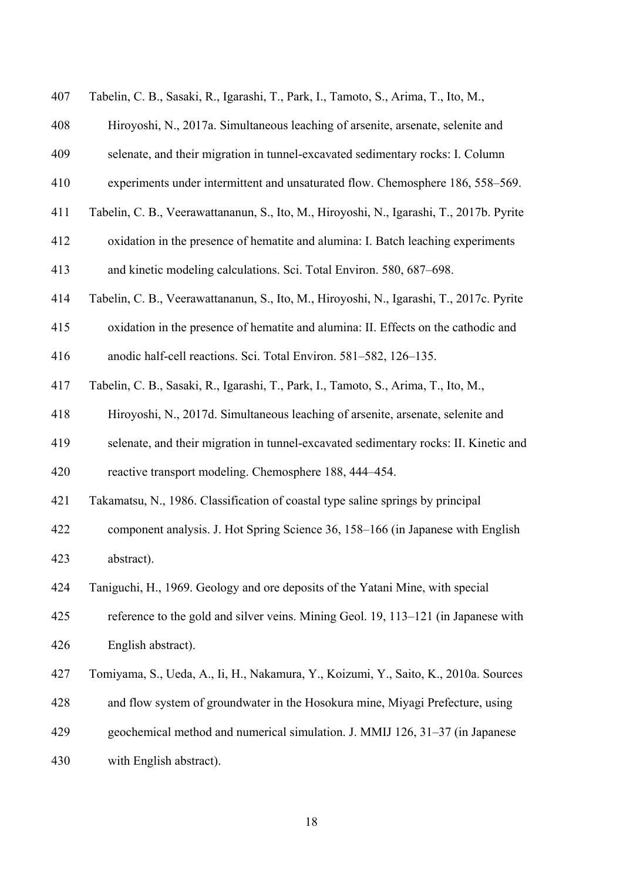Tabelin, C. B., Sasaki, R., Igarashi, T., Park, I., Tamoto, S., Arima, T., Ito, M., Hiroyoshi, N., 2017a. Simultaneous leaching of arsenite, arsenate, selenite and selenate, and their migration in tunnel-excavated sedimentary rocks: I. Column experiments under intermittent and unsaturated flow. Chemosphere 186, 558–569.

Tabelin, C. B., Veerawattananun, S., Ito, M., Hiroyoshi, N., Igarashi, T., 2017b. Pyrite oxidation in the presence of hematite and alumina: I. Batch leaching experiments and kinetic modeling calculations. Sci. Total Environ. 580, 687–698.

Tabelin, C. B., Veerawattananun, S., Ito, M., Hiroyoshi, N., Igarashi, T., 2017c. Pyrite oxidation in the presence of hematite and alumina: II. Effects on the cathodic and anodic half-cell reactions. Sci. Total Environ. 581–582, 126–135.

Tabelin, C. B., Sasaki, R., Igarashi, T., Park, I., Tamoto, S., Arima, T., Ito, M., Hiroyoshi, N., 2017d. Simultaneous leaching of arsenite, arsenate, selenite and selenate, and their migration in tunnel-excavated sedimentary rocks: II. Kinetic and reactive transport modeling. Chemosphere 188, 444–454.

Takamatsu, N., 1986. Classification of coastal type saline springs by principal component analysis. J. Hot Spring Science 36, 158–166 (in Japanese with English abstract).

Taniguchi, H., 1969. Geology and ore deposits of the Yatani Mine, with special reference to the gold and silver veins. Mining Geol. 19, 113–121 (in Japanese with English abstract).

Tomiyama, S., Ueda, A., Ii, H., Nakamura, Y., Koizumi, Y., Saito, K., 2010a. Sources and flow system of groundwater in the Hosokura mine, Miyagi Prefecture, using geochemical method and numerical simulation. J. MMIJ 126, 31–37 (in Japanese with English abstract).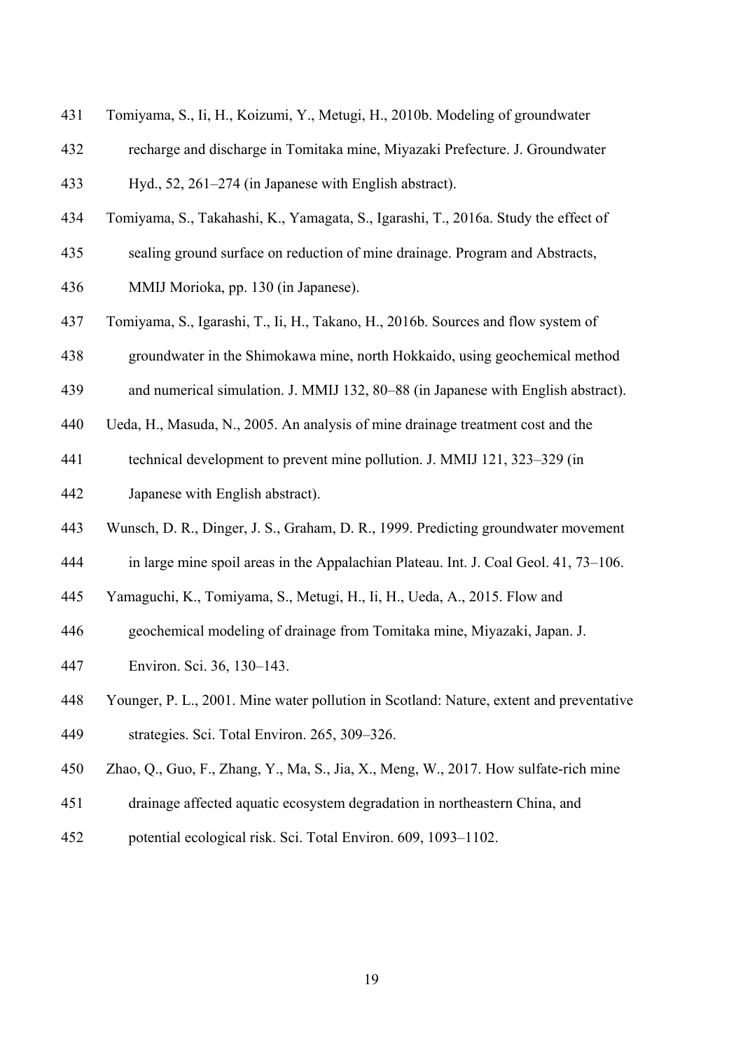Tomiyama, S., Ii, H., Koizumi, Y., Metugi, H., 2010b. Modeling of groundwater recharge and discharge in Tomitaka mine, Miyazaki Prefecture. J. Groundwater Hyd., 52, 261–274 (in Japanese with English abstract).

Tomiyama, S., Takahashi, K., Yamagata, S., Igarashi, T., 2016a. Study the effect of sealing ground surface on reduction of mine drainage. Program and Abstracts, MMIJ Morioka, pp. 130 (in Japanese).

Tomiyama, S., Igarashi, T., Ii, H., Takano, H., 2016b. Sources and flow system of groundwater in the Shimokawa mine, north Hokkaido, using geochemical method and numerical simulation. J. MMIJ 132, 80–88 (in Japanese with English abstract).

Ueda, H., Masuda, N., 2005. An analysis of mine drainage treatment cost and the technical development to prevent mine pollution. J. MMIJ 121, 323–329 (in Japanese with English abstract).

Wunsch, D. R., Dinger, J. S., Graham, D. R., 1999. Predicting groundwater movement in large mine spoil areas in the Appalachian Plateau. Int. J. Coal Geol. 41, 73–106.

Yamaguchi, K., Tomiyama, S., Metugi, H., Ii, H., Ueda, A., 2015. Flow and geochemical modeling of drainage from Tomitaka mine, Miyazaki, Japan. J. Environ. Sci. 36, 130–143.

Younger, P. L., 2001. Mine water pollution in Scotland: Nature, extent and preventative strategies. Sci. Total Environ. 265, 309–326.

Zhao, Q., Guo, F., Zhang, Y., Ma, S., Jia, X., Meng, W., 2017. How sulfate-rich mine drainage affected aquatic ecosystem degradation in northeastern China, and potential ecological risk. Sci. Total Environ. 609, 1093–1102.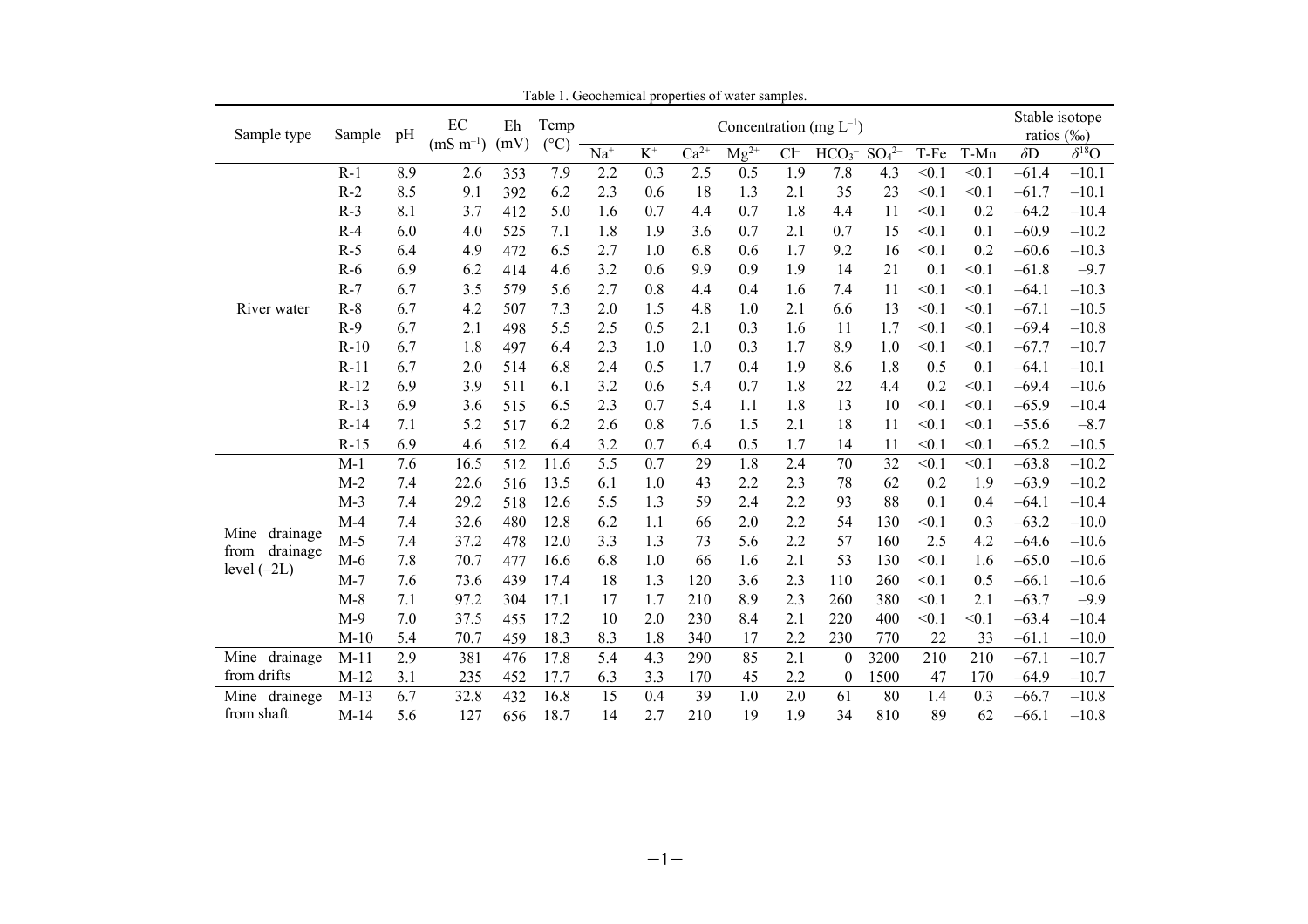Table 1. Geochemical properties of water samples.

| Sample type | Sample | pH | EC ($mS\ m^{-1}$) | Eh (mV) | Temp (°C) | Concentration ($mg\ L^{-1}$) | | | | | | | | | Stable isotope ratios (‰) | |
|---|---|---|---|---|---|---|---|---|---|---|---|---|---|---|---|---|
| | | | | | | $Na^{+}$ | $K^{+}$ | $Ca^{2+}$ | $Mg^{2+}$ | $Cl^{-}$ | $HCO_3^{-}$ | $SO_4^{2-}$ | T-Fe | T-Mn | $\delta D$ | $\delta^{18}O$ |
| River water | R-1 | 8.9 | 2.6 | 353 | 7.9 | 2.2 | 0.3 | 2.5 | 0.5 | 1.9 | 7.8 | 4.3 | <0.1 | <0.1 | −61.4 | −10.1 |
| | R-2 | 8.5 | 9.1 | 392 | 6.2 | 2.3 | 0.6 | 18 | 1.3 | 2.1 | 35 | 23 | <0.1 | <0.1 | −61.7 | −10.1 |
| | R-3 | 8.1 | 3.7 | 412 | 5.0 | 1.6 | 0.7 | 4.4 | 0.7 | 1.8 | 4.4 | 11 | <0.1 | 0.2 | −64.2 | −10.4 |
| | R-4 | 6.0 | 4.0 | 525 | 7.1 | 1.8 | 1.9 | 3.6 | 0.7 | 2.1 | 0.7 | 15 | <0.1 | 0.1 | −60.9 | −10.2 |
| | R-5 | 6.4 | 4.9 | 472 | 6.5 | 2.7 | 1.0 | 6.8 | 0.6 | 1.7 | 9.2 | 16 | <0.1 | 0.2 | −60.6 | −10.3 |
| | R-6 | 6.9 | 6.2 | 414 | 4.6 | 3.2 | 0.6 | 9.9 | 0.9 | 1.9 | 14 | 21 | 0.1 | <0.1 | −61.8 | −9.7 |
| | R-7 | 6.7 | 3.5 | 579 | 5.6 | 2.7 | 0.8 | 4.4 | 0.4 | 1.6 | 7.4 | 11 | <0.1 | <0.1 | −64.1 | −10.3 |
| | R-8 | 6.7 | 4.2 | 507 | 7.3 | 2.0 | 1.5 | 4.8 | 1.0 | 2.1 | 6.6 | 13 | <0.1 | <0.1 | −67.1 | −10.5 |
| | R-9 | 6.7 | 2.1 | 498 | 5.5 | 2.5 | 0.5 | 2.1 | 0.3 | 1.6 | 11 | 1.7 | <0.1 | <0.1 | −69.4 | −10.8 |
| | R-10 | 6.7 | 1.8 | 497 | 6.4 | 2.3 | 1.0 | 1.0 | 0.3 | 1.7 | 8.9 | 1.0 | <0.1 | <0.1 | −67.7 | −10.7 |
| | R-11 | 6.7 | 2.0 | 514 | 6.8 | 2.4 | 0.5 | 1.7 | 0.4 | 1.9 | 8.6 | 1.8 | 0.5 | 0.1 | −64.1 | −10.1 |
| | R-12 | 6.9 | 3.9 | 511 | 6.1 | 3.2 | 0.6 | 5.4 | 0.7 | 1.8 | 22 | 4.4 | 0.2 | <0.1 | −69.4 | −10.6 |
| | R-13 | 6.9 | 3.6 | 515 | 6.5 | 2.3 | 0.7 | 5.4 | 1.1 | 1.8 | 13 | 10 | <0.1 | <0.1 | −65.9 | −10.4 |
| | R-14 | 7.1 | 5.2 | 517 | 6.2 | 2.6 | 0.8 | 7.6 | 1.5 | 2.1 | 18 | 11 | <0.1 | <0.1 | −55.6 | −8.7 |
| | R-15 | 6.9 | 4.6 | 512 | 6.4 | 3.2 | 0.7 | 6.4 | 0.5 | 1.7 | 14 | 11 | <0.1 | <0.1 | −65.2 | −10.5 |
| Mine drainage from drainage level (−2L) | M-1 | 7.6 | 16.5 | 512 | 11.6 | 5.5 | 0.7 | 29 | 1.8 | 2.4 | 70 | 32 | <0.1 | <0.1 | −63.8 | −10.2 |
| | M-2 | 7.4 | 22.6 | 516 | 13.5 | 6.1 | 1.0 | 43 | 2.2 | 2.3 | 78 | 62 | 0.2 | 1.9 | −63.9 | −10.2 |
| | M-3 | 7.4 | 29.2 | 518 | 12.6 | 5.5 | 1.3 | 59 | 2.4 | 2.2 | 93 | 88 | 0.1 | 0.4 | −64.1 | −10.4 |
| | M-4 | 7.4 | 32.6 | 480 | 12.8 | 6.2 | 1.1 | 66 | 2.0 | 2.2 | 54 | 130 | <0.1 | 0.3 | −63.2 | −10.0 |
| | M-5 | 7.4 | 37.2 | 478 | 12.0 | 3.3 | 1.3 | 73 | 5.6 | 2.2 | 57 | 160 | 2.5 | 4.2 | −64.6 | −10.6 |
| | M-6 | 7.8 | 70.7 | 477 | 16.6 | 6.8 | 1.0 | 66 | 1.6 | 2.1 | 53 | 130 | <0.1 | 1.6 | −65.0 | −10.6 |
| | M-7 | 7.6 | 73.6 | 439 | 17.4 | 18 | 1.3 | 120 | 3.6 | 2.3 | 110 | 260 | <0.1 | 0.5 | −66.1 | −10.6 |
| | M-8 | 7.1 | 97.2 | 304 | 17.1 | 17 | 1.7 | 210 | 8.9 | 2.3 | 260 | 380 | <0.1 | 2.1 | −63.7 | −9.9 |
| | M-9 | 7.0 | 37.5 | 455 | 17.2 | 10 | 2.0 | 230 | 8.4 | 2.1 | 220 | 400 | <0.1 | <0.1 | −63.4 | −10.4 |
| | M-10 | 5.4 | 70.7 | 459 | 18.3 | 8.3 | 1.8 | 340 | 17 | 2.2 | 230 | 770 | 22 | 33 | −61.1 | −10.0 |
| Mine drainage from drifts | M-11 | 2.9 | 381 | 476 | 17.8 | 5.4 | 4.3 | 290 | 85 | 2.1 | 0 | 3200 | 210 | 210 | −67.1 | −10.7 |
| | M-12 | 3.1 | 235 | 452 | 17.7 | 6.3 | 3.3 | 170 | 45 | 2.2 | 0 | 1500 | 47 | 170 | −64.9 | −10.7 |
| Mine drainege from shaft | M-13 | 6.7 | 32.8 | 432 | 16.8 | 15 | 0.4 | 39 | 1.0 | 2.0 | 61 | 80 | 1.4 | 0.3 | −66.7 | −10.8 |
| | M-14 | 5.6 | 127 | 656 | 18.7 | 14 | 2.7 | 210 | 19 | 1.9 | 34 | 810 | 89 | 62 | −66.1 | −10.8 |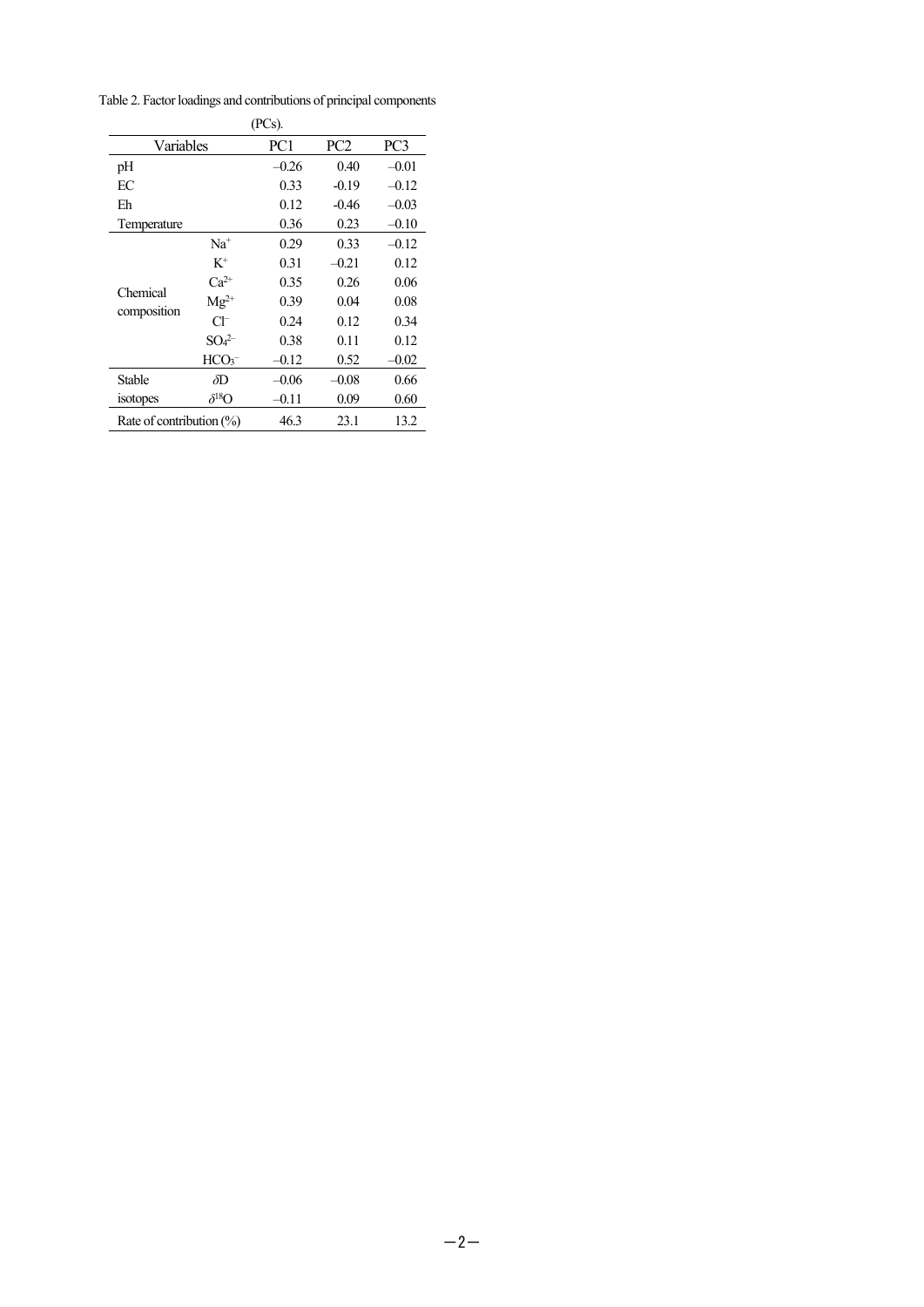Table 2. Factor loadings and contributions of principal components (PCs).

| Variables | | PC1 | PC2 | PC3 |
|---|---|---|---|---|
| pH | | –0.26 | 0.40 | –0.01 |
| EC | | 0.33 | -0.19 | –0.12 |
| Eh | | 0.12 | -0.46 | –0.03 |
| Temperature | | 0.36 | 0.23 | –0.10 |
| Chemical composition | $Na^+$ | 0.29 | 0.33 | –0.12 |
| | $K^+$ | 0.31 | –0.21 | 0.12 |
| | $Ca^{2+}$ | 0.35 | 0.26 | 0.06 |
| | $Mg^{2+}$ | 0.39 | 0.04 | 0.08 |
| | $Cl^-$ | 0.24 | 0.12 | 0.34 |
| | $SO_4^{2-}$ | 0.38 | 0.11 | 0.12 |
| | $HCO_3^-$ | –0.12 | 0.52 | –0.02 |
| Stable isotopes | $\delta D$ | –0.06 | –0.08 | 0.66 |
| | $\delta^{18}O$ | –0.11 | 0.09 | 0.60 |
| Rate of contribution (%) | | 46.3 | 23.1 | 13.2 |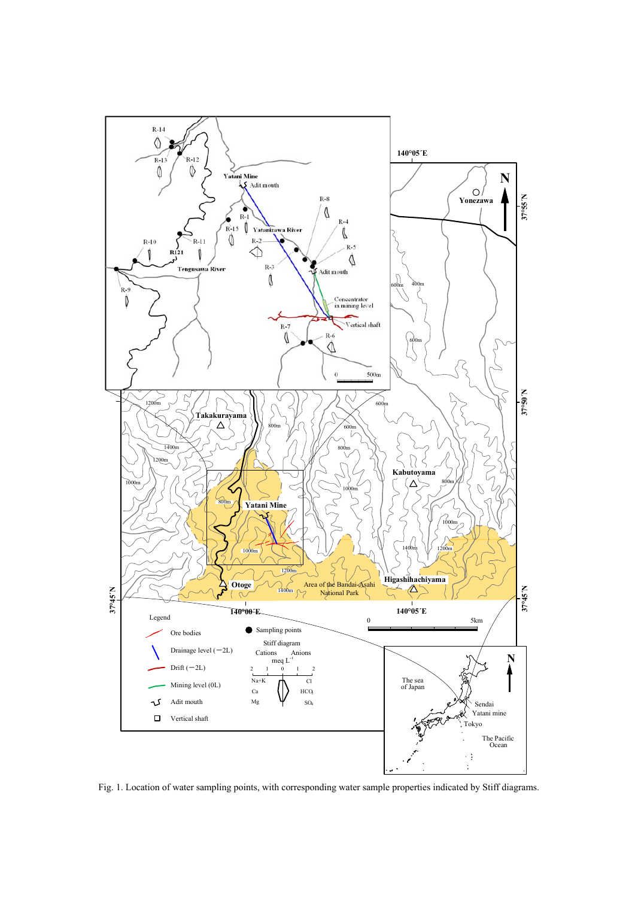Fig. 1. Location of water sampling points, with corresponding water sample properties indicated by Stiff diagrams.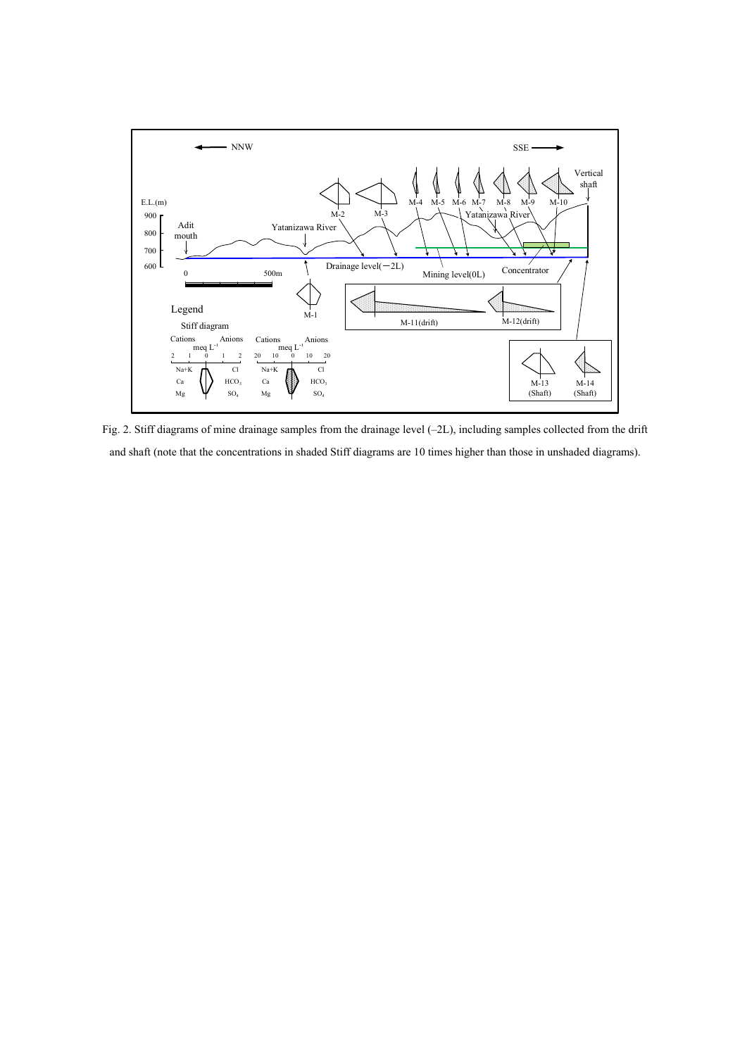Fig. 2. Stiff diagrams of mine drainage samples from the drainage level (–2L), including samples collected from the drift and shaft (note that the concentrations in shaded Stiff diagrams are 10 times higher than those in unshaded diagrams).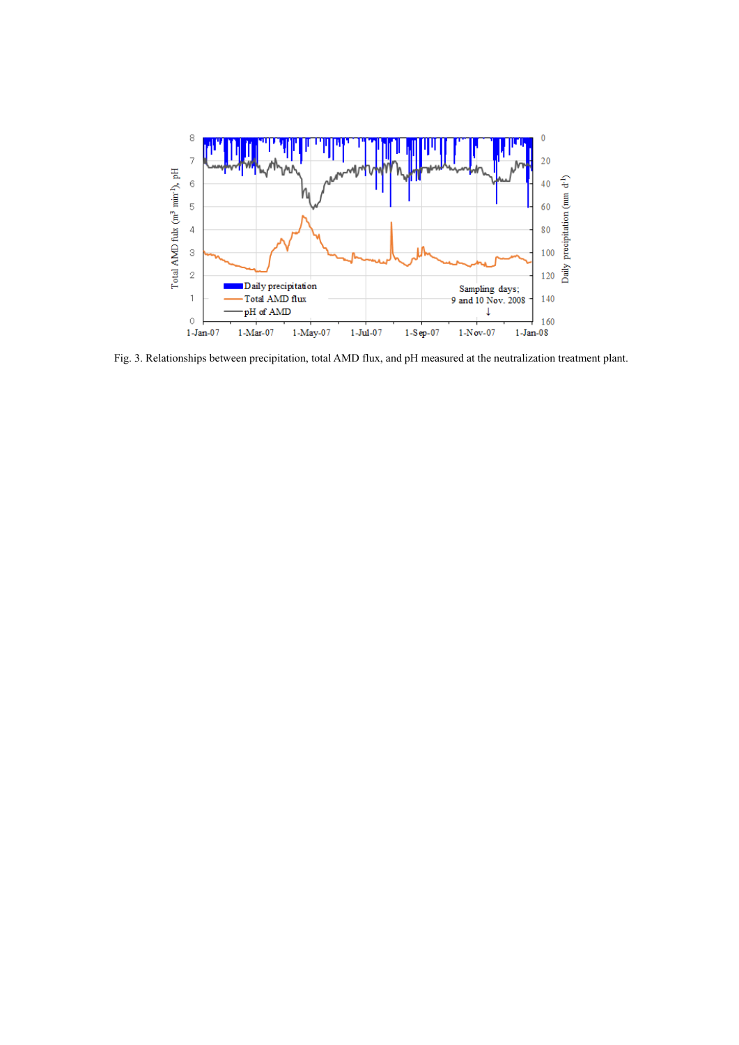Fig. 3. Relationships between precipitation, total AMD flux, and pH measured at the neutralization treatment plant.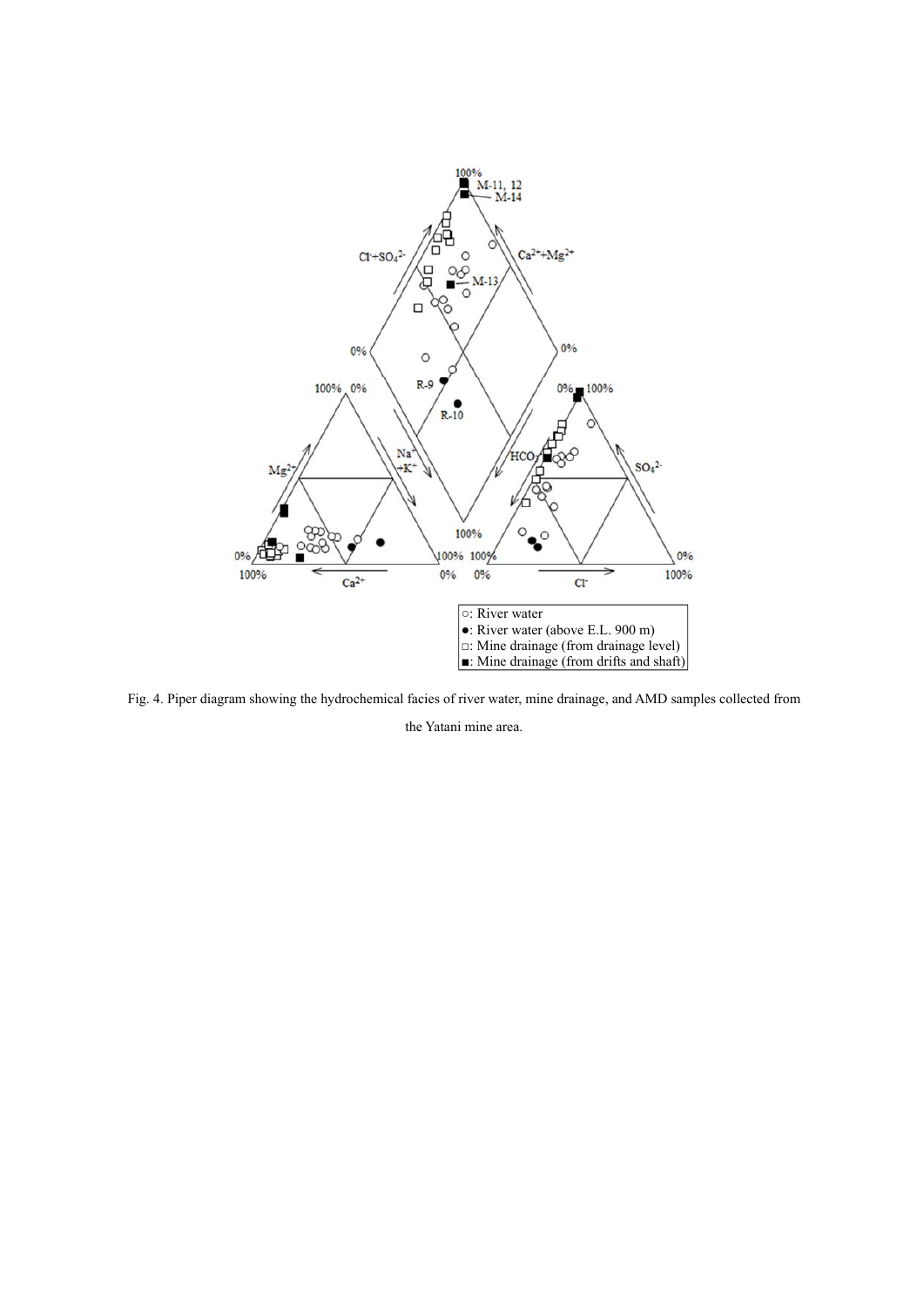Fig. 4. Piper diagram showing the hydrochemical facies of river water, mine drainage, and AMD samples collected from the Yatani mine area.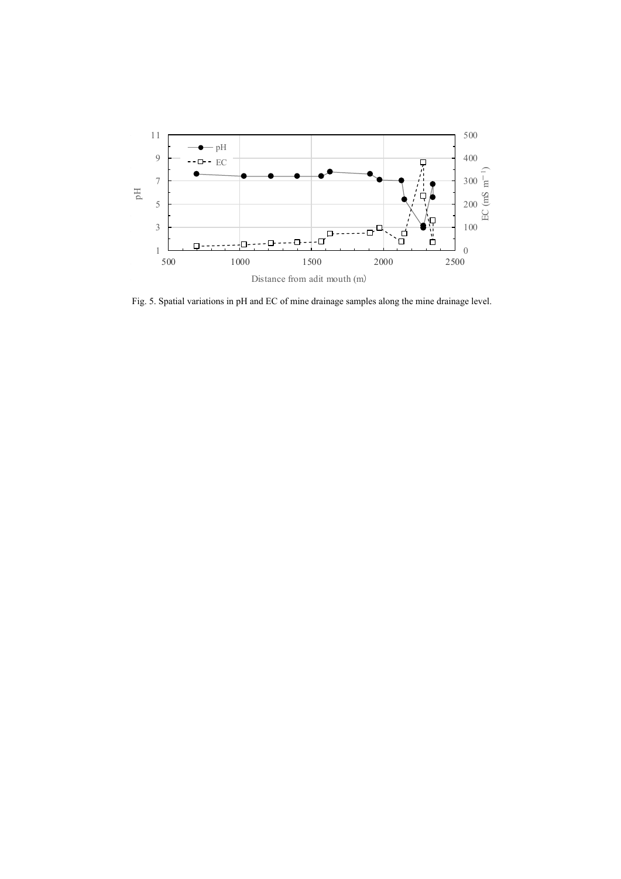Fig. 5. Spatial variations in pH and EC of mine drainage samples along the mine drainage level.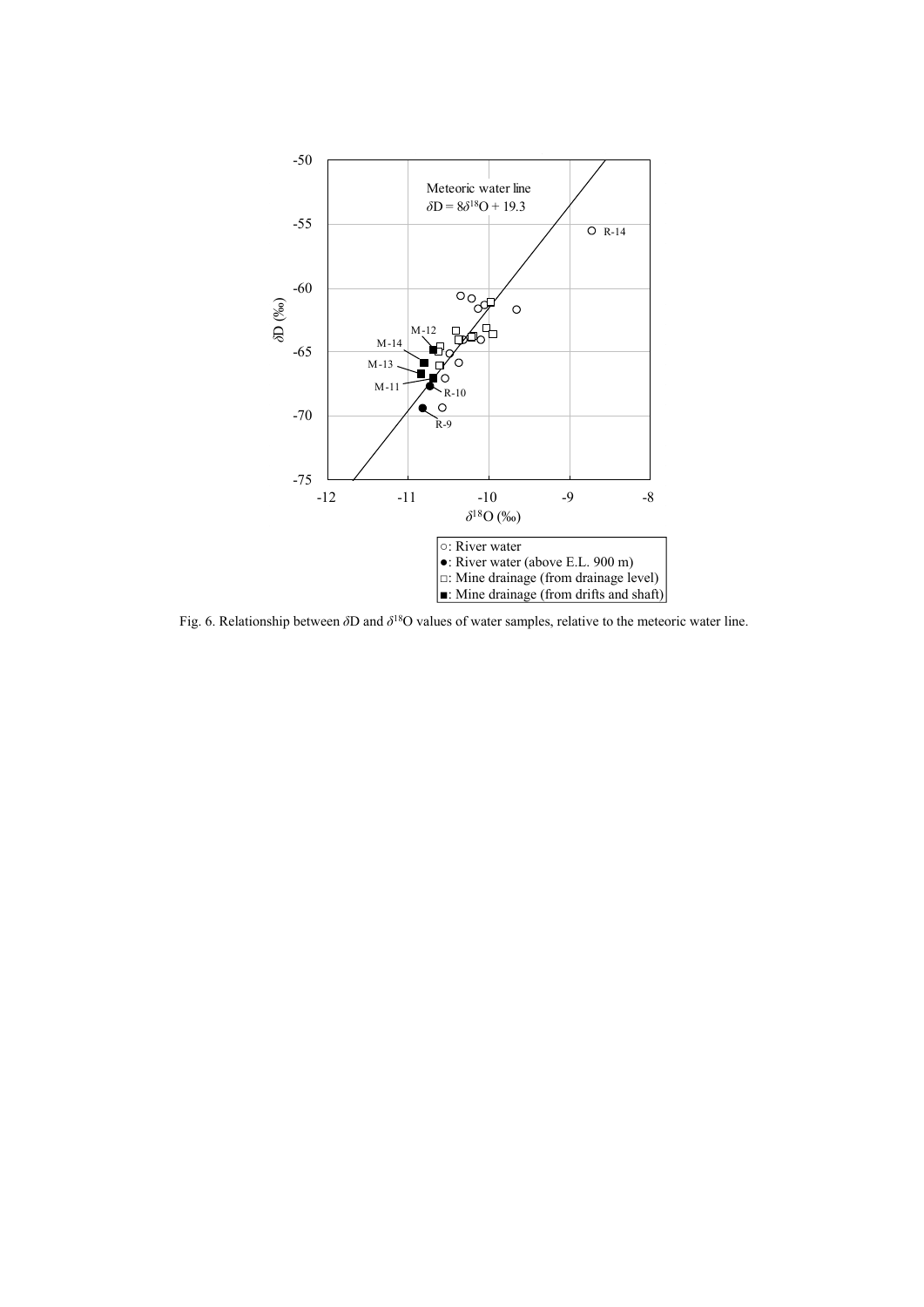Fig. 6. Relationship between $\delta D$ and $\delta^{18}O$ values of water samples, relative to the meteoric water line.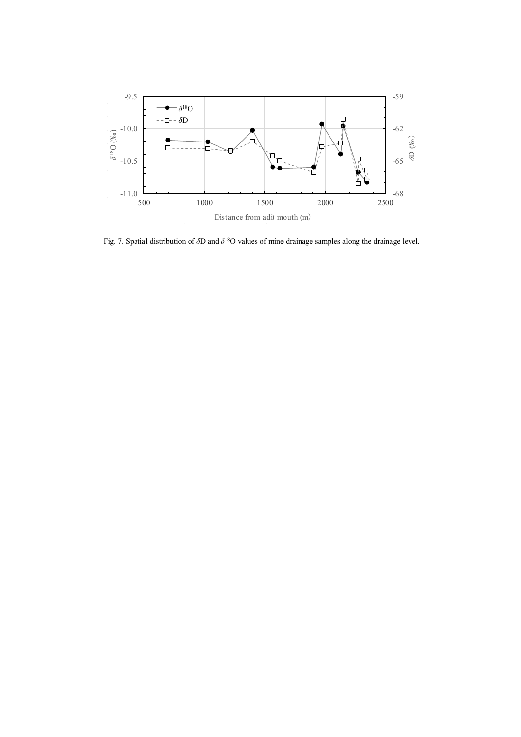Fig. 7. Spatial distribution of $\delta D$ and $\delta^{18}O$ values of mine drainage samples along the drainage level.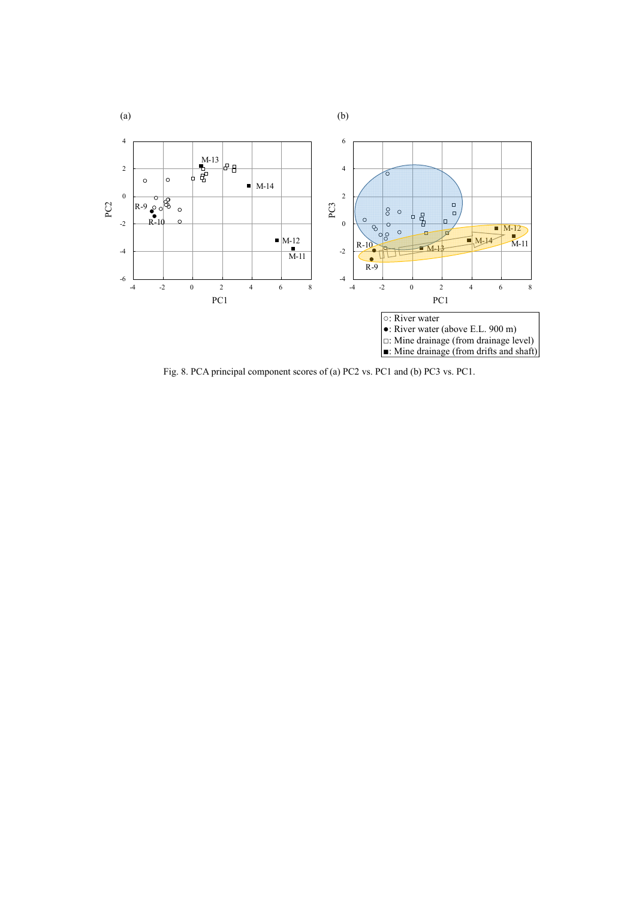Fig. 8. PCA principal component scores of (a) PC2 vs. PC1 and (b) PC3 vs. PC1.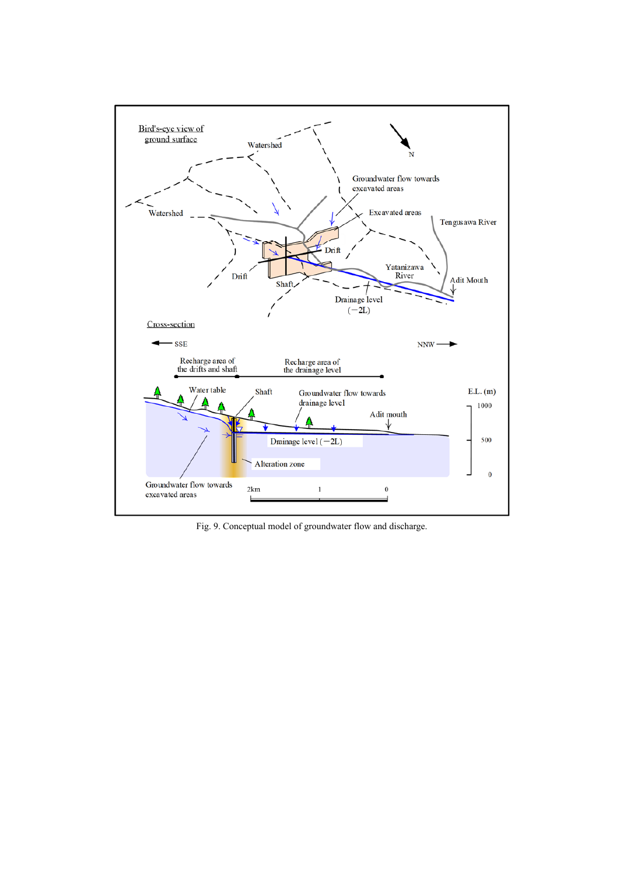Bird's-eye view of ground surface

Watershed

N

Groundwater flow towards excavated areas

Watershed

Excavated areas

Tengusawa River

Drift

Drift

Yatanizawa River

Shaft

Adit Mouth

Drainage level (−2L)

Cross-section

SSE

NNW

Recharge area of the drifts and shaft

Recharge area of the drainage level

Water table

Shaft

Groundwater flow towards drainage level

E.L. (m)

1000

Adit mouth

Drainage level (−2L)

500

Alteration zone

0

Groundwater flow towards excavated areas

2km 1 0

Fig. 9. Conceptual model of groundwater flow and discharge.